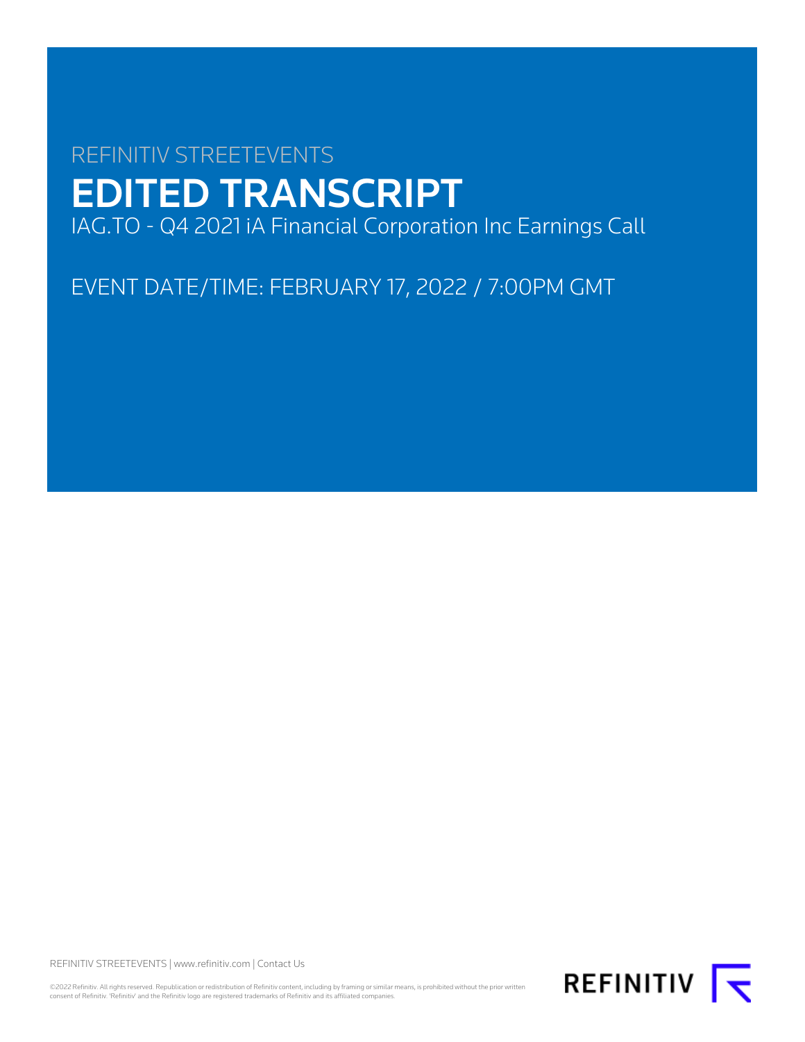REFINITIV STREETEVENTS

# EDITED TRANSCRIPT

IAG.TO - Q4 2021 iA Financial Corporation Inc Earnings Call

EVENT DATE/TIME: FEBRUARY 17, 2022 / 7:00PM GMT

REFINITIV STREETEVENTS | www.refinitiv.com | Contact Us

©2022 Refinitiv. All rights reserved. Republication or redistribution of Refinitiv content, including by framing or similar means, is prohibited without the prior written consent of Refinitiv. 'Refinitiv' and the Refinitiv logo are registered trademarks of Refinitiv and its affiliated companies.

REFINITIV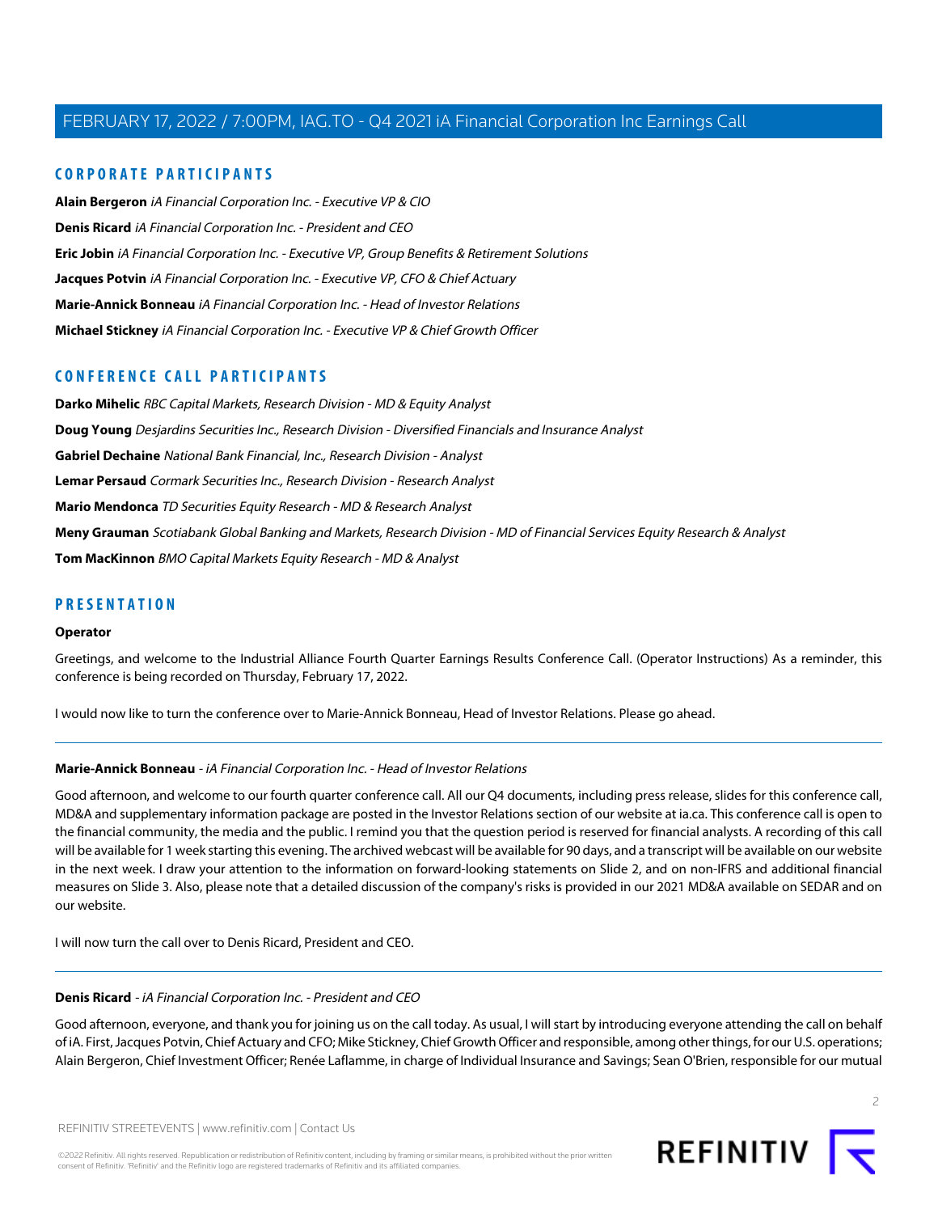## CORPORATE PARTICIPANTS

**Alain Bergeron** *iA Financial Corporation Inc. - Executive VP & CIO*

**Denis Ricard** *iA Financial Corporation Inc. - President and CEO*

**Eric Jobin** *iA Financial Corporation Inc. - Executive VP, Group Benefits & Retirement Solutions*

**Jacques Potvin** *iA Financial Corporation Inc. - Executive VP, CFO & Chief Actuary*

**Marie-Annick Bonneau** *iA Financial Corporation Inc. - Head of Investor Relations*

**Michael Stickney** *iA Financial Corporation Inc. - Executive VP & Chief Growth Officer*

## CONFERENCE CALL PARTICIPANTS

**Darko Mihelic** *RBC Capital Markets, Research Division - MD & Equity Analyst*

**Doug Young** *Desjardins Securities Inc., Research Division - Diversified Financials and Insurance Analyst*

**Gabriel Dechaine** *National Bank Financial, Inc., Research Division - Analyst*

**Lemar Persaud** *Cormark Securities Inc., Research Division - Research Analyst*

**Mario Mendonca** *TD Securities Equity Research - MD & Research Analyst*

**Meny Grauman** *Scotiabank Global Banking and Markets, Research Division - MD of Financial Services Equity Research & Analyst*

**Tom MacKinnon** *BMO Capital Markets Equity Research - MD & Analyst*

## PRESENTATION

**Operator**

Greetings, and welcome to the Industrial Alliance Fourth Quarter Earnings Results Conference Call. (Operator Instructions) As a reminder, this conference is being recorded on Thursday, February 17, 2022.

I would now like to turn the conference over to Marie-Annick Bonneau, Head of Investor Relations. Please go ahead.

---

**Marie-Annick Bonneau** - *iA Financial Corporation Inc. - Head of Investor Relations*

Good afternoon, and welcome to our fourth quarter conference call. All our Q4 documents, including press release, slides for this conference call, MD&A and supplementary information package are posted in the Investor Relations section of our website at ia.ca. This conference call is open to the financial community, the media and the public. I remind you that the question period is reserved for financial analysts. A recording of this call will be available for 1 week starting this evening. The archived webcast will be available for 90 days, and a transcript will be available on our website in the next week. I draw your attention to the information on forward-looking statements on Slide 2, and on non-IFRS and additional financial measures on Slide 3. Also, please note that a detailed discussion of the company's risks is provided in our 2021 MD&A available on SEDAR and on our website.

I will now turn the call over to Denis Ricard, President and CEO.

---

**Denis Ricard** - *iA Financial Corporation Inc. - President and CEO*

Good afternoon, everyone, and thank you for joining us on the call today. As usual, I will start by introducing everyone attending the call on behalf of iA. First, Jacques Potvin, Chief Actuary and CFO; Mike Stickney, Chief Growth Officer and responsible, among other things, for our U.S. operations; Alain Bergeron, Chief Investment Officer; Renée Laflamme, in charge of Individual Insurance and Savings; Sean O'Brien, responsible for our mutual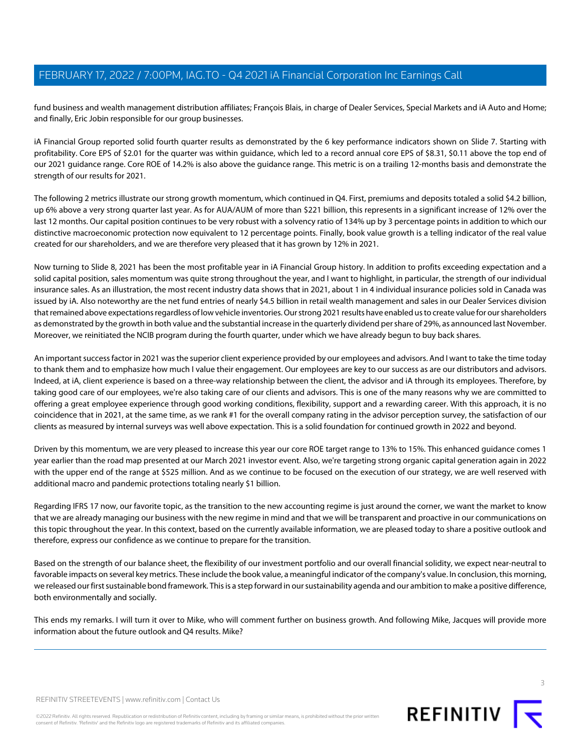fund business and wealth management distribution affiliates; François Blais, in charge of Dealer Services, Special Markets and iA Auto and Home; and finally, Eric Jobin responsible for our group businesses.

iA Financial Group reported solid fourth quarter results as demonstrated by the 6 key performance indicators shown on Slide 7. Starting with profitability. Core EPS of $2.01 for the quarter was within guidance, which led to a record annual core EPS of $8.31, $0.11 above the top end of our 2021 guidance range. Core ROE of 14.2% is also above the guidance range. This metric is on a trailing 12-months basis and demonstrate the strength of our results for 2021.

The following 2 metrics illustrate our strong growth momentum, which continued in Q4. First, premiums and deposits totaled a solid $4.2 billion, up 6% above a very strong quarter last year. As for AUA/AUM of more than $221 billion, this represents in a significant increase of 12% over the last 12 months. Our capital position continues to be very robust with a solvency ratio of 134% up by 3 percentage points in addition to which our distinctive macroeconomic protection now equivalent to 12 percentage points. Finally, book value growth is a telling indicator of the real value created for our shareholders, and we are therefore very pleased that it has grown by 12% in 2021.

Now turning to Slide 8, 2021 has been the most profitable year in iA Financial Group history. In addition to profits exceeding expectation and a solid capital position, sales momentum was quite strong throughout the year, and I want to highlight, in particular, the strength of our individual insurance sales. As an illustration, the most recent industry data shows that in 2021, about 1 in 4 individual insurance policies sold in Canada was issued by iA. Also noteworthy are the net fund entries of nearly $4.5 billion in retail wealth management and sales in our Dealer Services division that remained above expectations regardless of low vehicle inventories. Our strong 2021 results have enabled us to create value for our shareholders as demonstrated by the growth in both value and the substantial increase in the quarterly dividend per share of 29%, as announced last November. Moreover, we reinitiated the NCIB program during the fourth quarter, under which we have already begun to buy back shares.

An important success factor in 2021 was the superior client experience provided by our employees and advisors. And I want to take the time today to thank them and to emphasize how much I value their engagement. Our employees are key to our success as are our distributors and advisors. Indeed, at iA, client experience is based on a three-way relationship between the client, the advisor and iA through its employees. Therefore, by taking good care of our employees, we're also taking care of our clients and advisors. This is one of the many reasons why we are committed to offering a great employee experience through good working conditions, flexibility, support and a rewarding career. With this approach, it is no coincidence that in 2021, at the same time, as we rank #1 for the overall company rating in the advisor perception survey, the satisfaction of our clients as measured by internal surveys was well above expectation. This is a solid foundation for continued growth in 2022 and beyond.

Driven by this momentum, we are very pleased to increase this year our core ROE target range to 13% to 15%. This enhanced guidance comes 1 year earlier than the road map presented at our March 2021 investor event. Also, we're targeting strong organic capital generation again in 2022 with the upper end of the range at $525 million. And as we continue to be focused on the execution of our strategy, we are well reserved with additional macro and pandemic protections totaling nearly $1 billion.

Regarding IFRS 17 now, our favorite topic, as the transition to the new accounting regime is just around the corner, we want the market to know that we are already managing our business with the new regime in mind and that we will be transparent and proactive in our communications on this topic throughout the year. In this context, based on the currently available information, we are pleased today to share a positive outlook and therefore, express our confidence as we continue to prepare for the transition.

Based on the strength of our balance sheet, the flexibility of our investment portfolio and our overall financial solidity, we expect near-neutral to favorable impacts on several key metrics. These include the book value, a meaningful indicator of the company's value. In conclusion, this morning, we released our first sustainable bond framework. This is a step forward in our sustainability agenda and our ambition to make a positive difference, both environmentally and socially.

This ends my remarks. I will turn it over to Mike, who will comment further on business growth. And following Mike, Jacques will provide more information about the future outlook and Q4 results. Mike?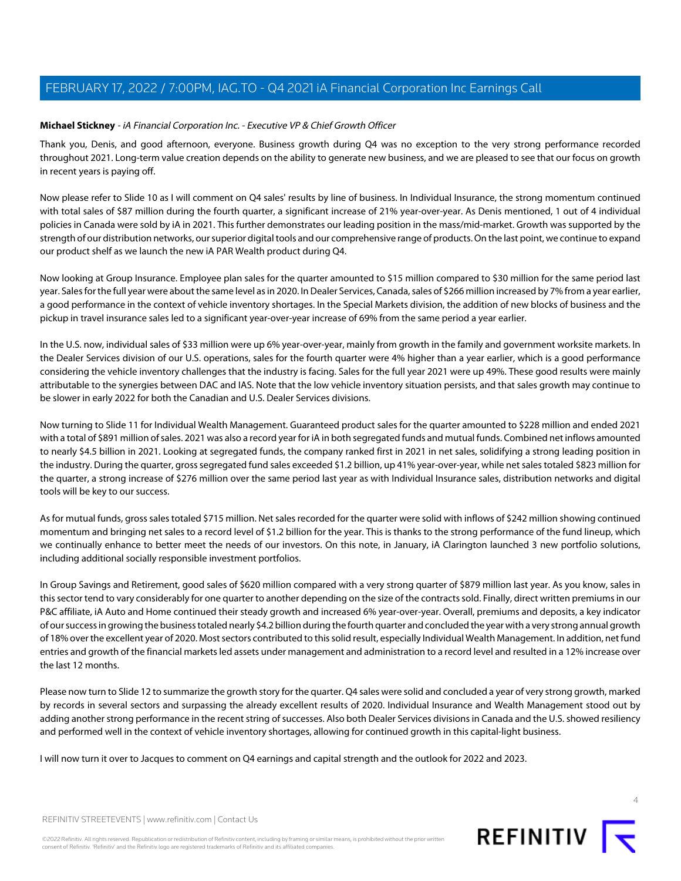**Michael Stickney** - *iA Financial Corporation Inc. - Executive VP & Chief Growth Officer*

Thank you, Denis, and good afternoon, everyone. Business growth during Q4 was no exception to the very strong performance recorded throughout 2021. Long-term value creation depends on the ability to generate new business, and we are pleased to see that our focus on growth in recent years is paying off.

Now please refer to Slide 10 as I will comment on Q4 sales' results by line of business. In Individual Insurance, the strong momentum continued with total sales of $87 million during the fourth quarter, a significant increase of 21% year-over-year. As Denis mentioned, 1 out of 4 individual policies in Canada were sold by iA in 2021. This further demonstrates our leading position in the mass/mid-market. Growth was supported by the strength of our distribution networks, our superior digital tools and our comprehensive range of products. On the last point, we continue to expand our product shelf as we launch the new iA PAR Wealth product during Q4.

Now looking at Group Insurance. Employee plan sales for the quarter amounted to $15 million compared to $30 million for the same period last year. Sales for the full year were about the same level as in 2020. In Dealer Services, Canada, sales of $266 million increased by 7% from a year earlier, a good performance in the context of vehicle inventory shortages. In the Special Markets division, the addition of new blocks of business and the pickup in travel insurance sales led to a significant year-over-year increase of 69% from the same period a year earlier.

In the U.S. now, individual sales of $33 million were up 6% year-over-year, mainly from growth in the family and government worksite markets. In the Dealer Services division of our U.S. operations, sales for the fourth quarter were 4% higher than a year earlier, which is a good performance considering the vehicle inventory challenges that the industry is facing. Sales for the full year 2021 were up 49%. These good results were mainly attributable to the synergies between DAC and IAS. Note that the low vehicle inventory situation persists, and that sales growth may continue to be slower in early 2022 for both the Canadian and U.S. Dealer Services divisions.

Now turning to Slide 11 for Individual Wealth Management. Guaranteed product sales for the quarter amounted to $228 million and ended 2021 with a total of $891 million of sales. 2021 was also a record year for iA in both segregated funds and mutual funds. Combined net inflows amounted to nearly $4.5 billion in 2021. Looking at segregated funds, the company ranked first in 2021 in net sales, solidifying a strong leading position in the industry. During the quarter, gross segregated fund sales exceeded $1.2 billion, up 41% year-over-year, while net sales totaled $823 million for the quarter, a strong increase of $276 million over the same period last year as with Individual Insurance sales, distribution networks and digital tools will be key to our success.

As for mutual funds, gross sales totaled $715 million. Net sales recorded for the quarter were solid with inflows of $242 million showing continued momentum and bringing net sales to a record level of $1.2 billion for the year. This is thanks to the strong performance of the fund lineup, which we continually enhance to better meet the needs of our investors. On this note, in January, iA Clarington launched 3 new portfolio solutions, including additional socially responsible investment portfolios.

In Group Savings and Retirement, good sales of $620 million compared with a very strong quarter of $879 million last year. As you know, sales in this sector tend to vary considerably for one quarter to another depending on the size of the contracts sold. Finally, direct written premiums in our P&C affiliate, iA Auto and Home continued their steady growth and increased 6% year-over-year. Overall, premiums and deposits, a key indicator of our success in growing the business totaled nearly $4.2 billion during the fourth quarter and concluded the year with a very strong annual growth of 18% over the excellent year of 2020. Most sectors contributed to this solid result, especially Individual Wealth Management. In addition, net fund entries and growth of the financial markets led assets under management and administration to a record level and resulted in a 12% increase over the last 12 months.

Please now turn to Slide 12 to summarize the growth story for the quarter. Q4 sales were solid and concluded a year of very strong growth, marked by records in several sectors and surpassing the already excellent results of 2020. Individual Insurance and Wealth Management stood out by adding another strong performance in the recent string of successes. Also both Dealer Services divisions in Canada and the U.S. showed resiliency and performed well in the context of vehicle inventory shortages, allowing for continued growth in this capital-light business.

I will now turn it over to Jacques to comment on Q4 earnings and capital strength and the outlook for 2022 and 2023.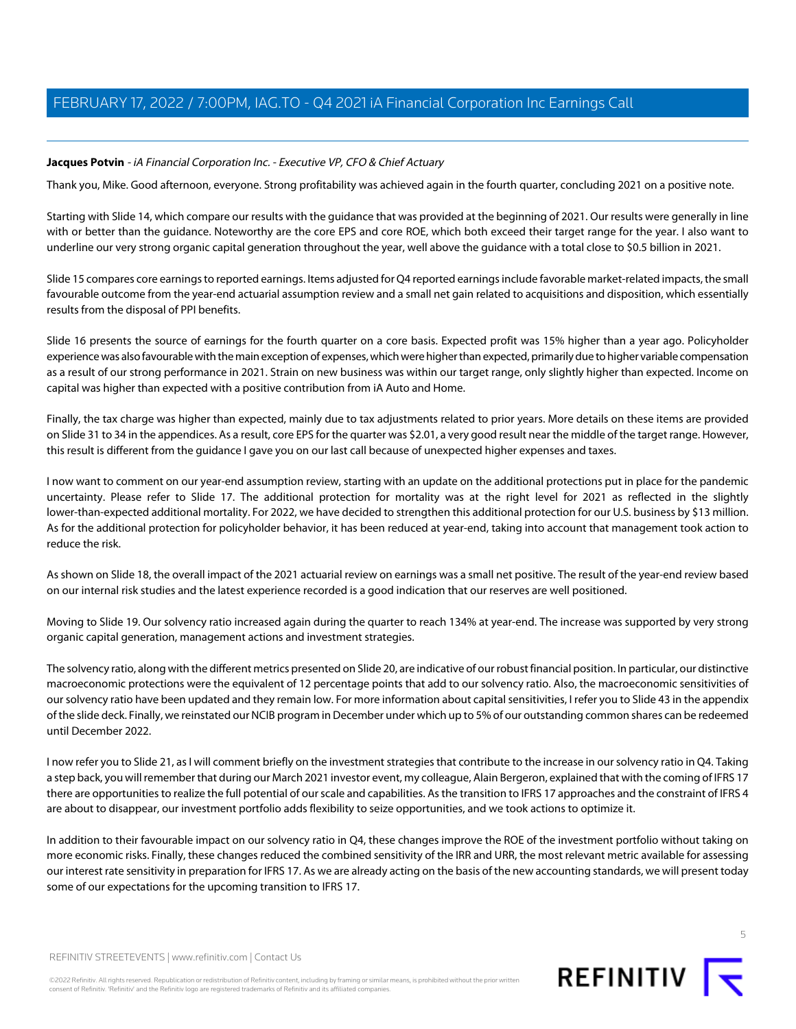**Jacques Potvin** - *iA Financial Corporation Inc. - Executive VP, CFO & Chief Actuary*

Thank you, Mike. Good afternoon, everyone. Strong profitability was achieved again in the fourth quarter, concluding 2021 on a positive note.

Starting with Slide 14, which compare our results with the guidance that was provided at the beginning of 2021. Our results were generally in line with or better than the guidance. Noteworthy are the core EPS and core ROE, which both exceed their target range for the year. I also want to underline our very strong organic capital generation throughout the year, well above the guidance with a total close to $0.5 billion in 2021.

Slide 15 compares core earnings to reported earnings. Items adjusted for Q4 reported earnings include favorable market-related impacts, the small favourable outcome from the year-end actuarial assumption review and a small net gain related to acquisitions and disposition, which essentially results from the disposal of PPI benefits.

Slide 16 presents the source of earnings for the fourth quarter on a core basis. Expected profit was 15% higher than a year ago. Policyholder experience was also favourable with the main exception of expenses, which were higher than expected, primarily due to higher variable compensation as a result of our strong performance in 2021. Strain on new business was within our target range, only slightly higher than expected. Income on capital was higher than expected with a positive contribution from iA Auto and Home.

Finally, the tax charge was higher than expected, mainly due to tax adjustments related to prior years. More details on these items are provided on Slide 31 to 34 in the appendices. As a result, core EPS for the quarter was $2.01, a very good result near the middle of the target range. However, this result is different from the guidance I gave you on our last call because of unexpected higher expenses and taxes.

I now want to comment on our year-end assumption review, starting with an update on the additional protections put in place for the pandemic uncertainty. Please refer to Slide 17. The additional protection for mortality was at the right level for 2021 as reflected in the slightly lower-than-expected additional mortality. For 2022, we have decided to strengthen this additional protection for our U.S. business by $13 million. As for the additional protection for policyholder behavior, it has been reduced at year-end, taking into account that management took action to reduce the risk.

As shown on Slide 18, the overall impact of the 2021 actuarial review on earnings was a small net positive. The result of the year-end review based on our internal risk studies and the latest experience recorded is a good indication that our reserves are well positioned.

Moving to Slide 19. Our solvency ratio increased again during the quarter to reach 134% at year-end. The increase was supported by very strong organic capital generation, management actions and investment strategies.

The solvency ratio, along with the different metrics presented on Slide 20, are indicative of our robust financial position. In particular, our distinctive macroeconomic protections were the equivalent of 12 percentage points that add to our solvency ratio. Also, the macroeconomic sensitivities of our solvency ratio have been updated and they remain low. For more information about capital sensitivities, I refer you to Slide 43 in the appendix of the slide deck. Finally, we reinstated our NCIB program in December under which up to 5% of our outstanding common shares can be redeemed until December 2022.

I now refer you to Slide 21, as I will comment briefly on the investment strategies that contribute to the increase in our solvency ratio in Q4. Taking a step back, you will remember that during our March 2021 investor event, my colleague, Alain Bergeron, explained that with the coming of IFRS 17 there are opportunities to realize the full potential of our scale and capabilities. As the transition to IFRS 17 approaches and the constraint of IFRS 4 are about to disappear, our investment portfolio adds flexibility to seize opportunities, and we took actions to optimize it.

In addition to their favourable impact on our solvency ratio in Q4, these changes improve the ROE of the investment portfolio without taking on more economic risks. Finally, these changes reduced the combined sensitivity of the IRR and URR, the most relevant metric available for assessing our interest rate sensitivity in preparation for IFRS 17. As we are already acting on the basis of the new accounting standards, we will present today some of our expectations for the upcoming transition to IFRS 17.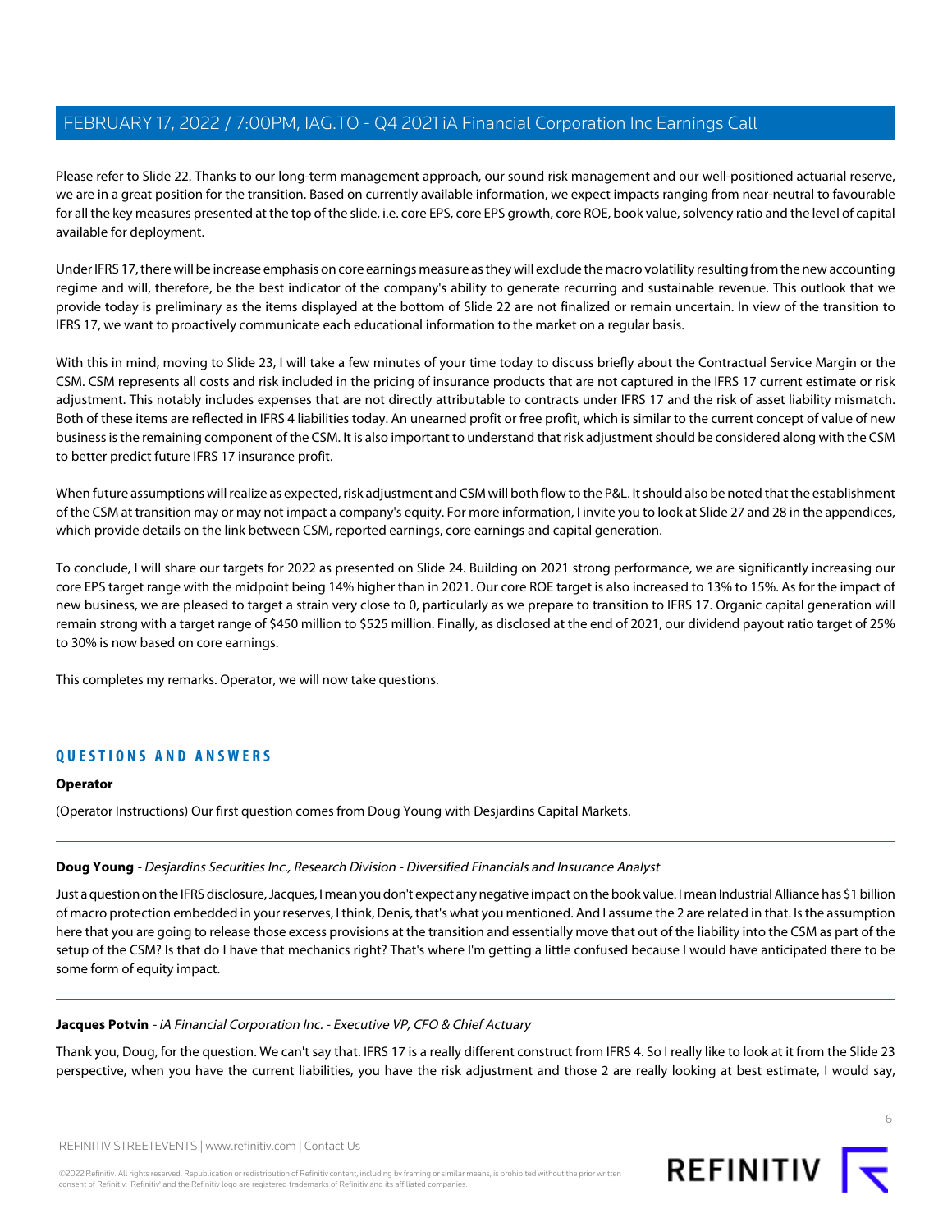Please refer to Slide 22. Thanks to our long-term management approach, our sound risk management and our well-positioned actuarial reserve, we are in a great position for the transition. Based on currently available information, we expect impacts ranging from near-neutral to favourable for all the key measures presented at the top of the slide, i.e. core EPS, core EPS growth, core ROE, book value, solvency ratio and the level of capital available for deployment.

Under IFRS 17, there will be increase emphasis on core earnings measure as they will exclude the macro volatility resulting from the new accounting regime and will, therefore, be the best indicator of the company's ability to generate recurring and sustainable revenue. This outlook that we provide today is preliminary as the items displayed at the bottom of Slide 22 are not finalized or remain uncertain. In view of the transition to IFRS 17, we want to proactively communicate each educational information to the market on a regular basis.

With this in mind, moving to Slide 23, I will take a few minutes of your time today to discuss briefly about the Contractual Service Margin or the CSM. CSM represents all costs and risk included in the pricing of insurance products that are not captured in the IFRS 17 current estimate or risk adjustment. This notably includes expenses that are not directly attributable to contracts under IFRS 17 and the risk of asset liability mismatch. Both of these items are reflected in IFRS 4 liabilities today. An unearned profit or free profit, which is similar to the current concept of value of new business is the remaining component of the CSM. It is also important to understand that risk adjustment should be considered along with the CSM to better predict future IFRS 17 insurance profit.

When future assumptions will realize as expected, risk adjustment and CSM will both flow to the P&L. It should also be noted that the establishment of the CSM at transition may or may not impact a company's equity. For more information, I invite you to look at Slide 27 and 28 in the appendices, which provide details on the link between CSM, reported earnings, core earnings and capital generation.

To conclude, I will share our targets for 2022 as presented on Slide 24. Building on 2021 strong performance, we are significantly increasing our core EPS target range with the midpoint being 14% higher than in 2021. Our core ROE target is also increased to 13% to 15%. As for the impact of new business, we are pleased to target a strain very close to 0, particularly as we prepare to transition to IFRS 17. Organic capital generation will remain strong with a target range of $450 million to $525 million. Finally, as disclosed at the end of 2021, our dividend payout ratio target of 25% to 30% is now based on core earnings.

This completes my remarks. Operator, we will now take questions.

## QUESTIONS AND ANSWERS

**Operator**

(Operator Instructions) Our first question comes from Doug Young with Desjardins Capital Markets.

**Doug Young** - *Desjardins Securities Inc., Research Division - Diversified Financials and Insurance Analyst*

Just a question on the IFRS disclosure, Jacques, I mean you don't expect any negative impact on the book value. I mean Industrial Alliance has $1 billion of macro protection embedded in your reserves, I think, Denis, that's what you mentioned. And I assume the 2 are related in that. Is the assumption here that you are going to release those excess provisions at the transition and essentially move that out of the liability into the CSM as part of the setup of the CSM? Is that do I have that mechanics right? That's where I'm getting a little confused because I would have anticipated there to be some form of equity impact.

**Jacques Potvin** - *iA Financial Corporation Inc. - Executive VP, CFO & Chief Actuary*

Thank you, Doug, for the question. We can't say that. IFRS 17 is a really different construct from IFRS 4. So I really like to look at it from the Slide 23 perspective, when you have the current liabilities, you have the risk adjustment and those 2 are really looking at best estimate, I would say,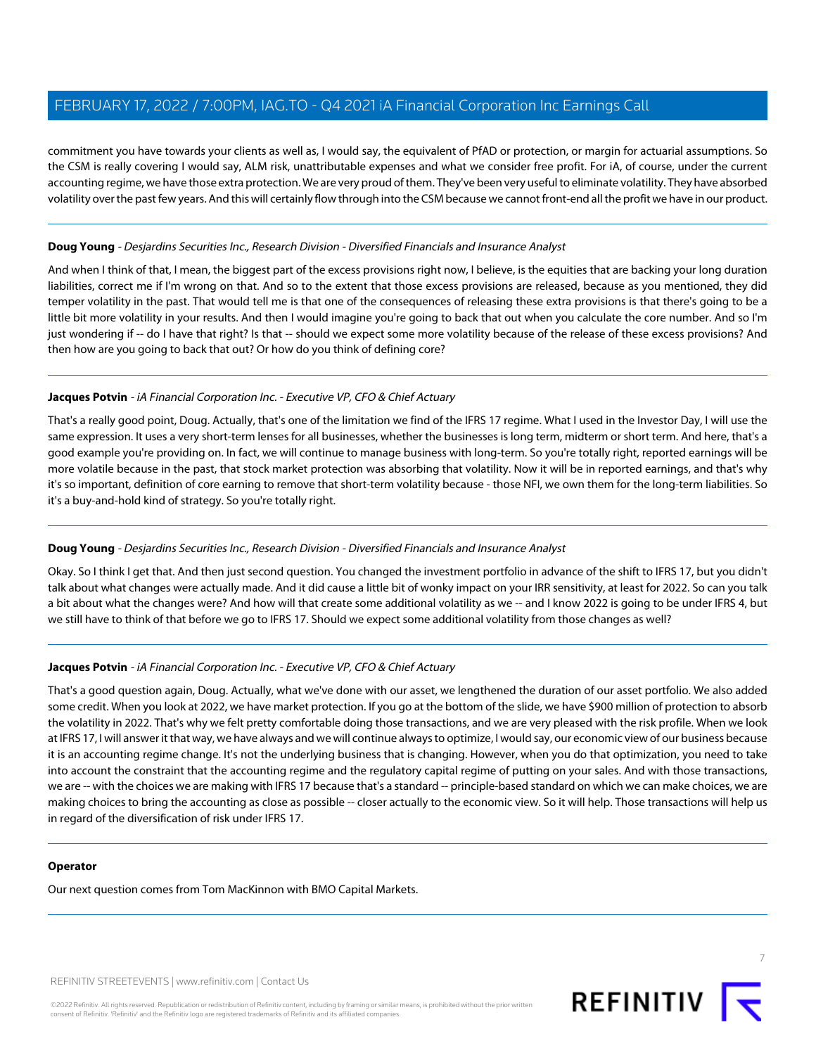commitment you have towards your clients as well as, I would say, the equivalent of PfAD or protection, or margin for actuarial assumptions. So the CSM is really covering I would say, ALM risk, unattributable expenses and what we consider free profit. For iA, of course, under the current accounting regime, we have those extra protection. We are very proud of them. They've been very useful to eliminate volatility. They have absorbed volatility over the past few years. And this will certainly flow through into the CSM because we cannot front-end all the profit we have in our product.

---

**Doug Young** - *Desjardins Securities Inc., Research Division - Diversified Financials and Insurance Analyst*

And when I think of that, I mean, the biggest part of the excess provisions right now, I believe, is the equities that are backing your long duration liabilities, correct me if I'm wrong on that. And so to the extent that those excess provisions are released, because as you mentioned, they did temper volatility in the past. That would tell me is that one of the consequences of releasing these extra provisions is that there's going to be a little bit more volatility in your results. And then I would imagine you're going to back that out when you calculate the core number. And so I'm just wondering if -- do I have that right? Is that -- should we expect some more volatility because of the release of these excess provisions? And then how are you going to back that out? Or how do you think of defining core?

---

**Jacques Potvin** - *iA Financial Corporation Inc. - Executive VP, CFO & Chief Actuary*

That's a really good point, Doug. Actually, that's one of the limitation we find of the IFRS 17 regime. What I used in the Investor Day, I will use the same expression. It uses a very short-term lenses for all businesses, whether the businesses is long term, midterm or short term. And here, that's a good example you're providing on. In fact, we will continue to manage business with long-term. So you're totally right, reported earnings will be more volatile because in the past, that stock market protection was absorbing that volatility. Now it will be in reported earnings, and that's why it's so important, definition of core earning to remove that short-term volatility because - those NFI, we own them for the long-term liabilities. So it's a buy-and-hold kind of strategy. So you're totally right.

---

**Doug Young** - *Desjardins Securities Inc., Research Division - Diversified Financials and Insurance Analyst*

Okay. So I think I get that. And then just second question. You changed the investment portfolio in advance of the shift to IFRS 17, but you didn't talk about what changes were actually made. And it did cause a little bit of wonky impact on your IRR sensitivity, at least for 2022. So can you talk a bit about what the changes were? And how will that create some additional volatility as we -- and I know 2022 is going to be under IFRS 4, but we still have to think of that before we go to IFRS 17. Should we expect some additional volatility from those changes as well?

---

**Jacques Potvin** - *iA Financial Corporation Inc. - Executive VP, CFO & Chief Actuary*

That's a good question again, Doug. Actually, what we've done with our asset, we lengthened the duration of our asset portfolio. We also added some credit. When you look at 2022, we have market protection. If you go at the bottom of the slide, we have $900 million of protection to absorb the volatility in 2022. That's why we felt pretty comfortable doing those transactions, and we are very pleased with the risk profile. When we look at IFRS 17, I will answer it that way, we have always and we will continue always to optimize, I would say, our economic view of our business because it is an accounting regime change. It's not the underlying business that is changing. However, when you do that optimization, you need to take into account the constraint that the accounting regime and the regulatory capital regime of putting on your sales. And with those transactions, we are -- with the choices we are making with IFRS 17 because that's a standard -- principle-based standard on which we can make choices, we are making choices to bring the accounting as close as possible -- closer actually to the economic view. So it will help. Those transactions will help us in regard of the diversification of risk under IFRS 17.

---

**Operator**

Our next question comes from Tom MacKinnon with BMO Capital Markets.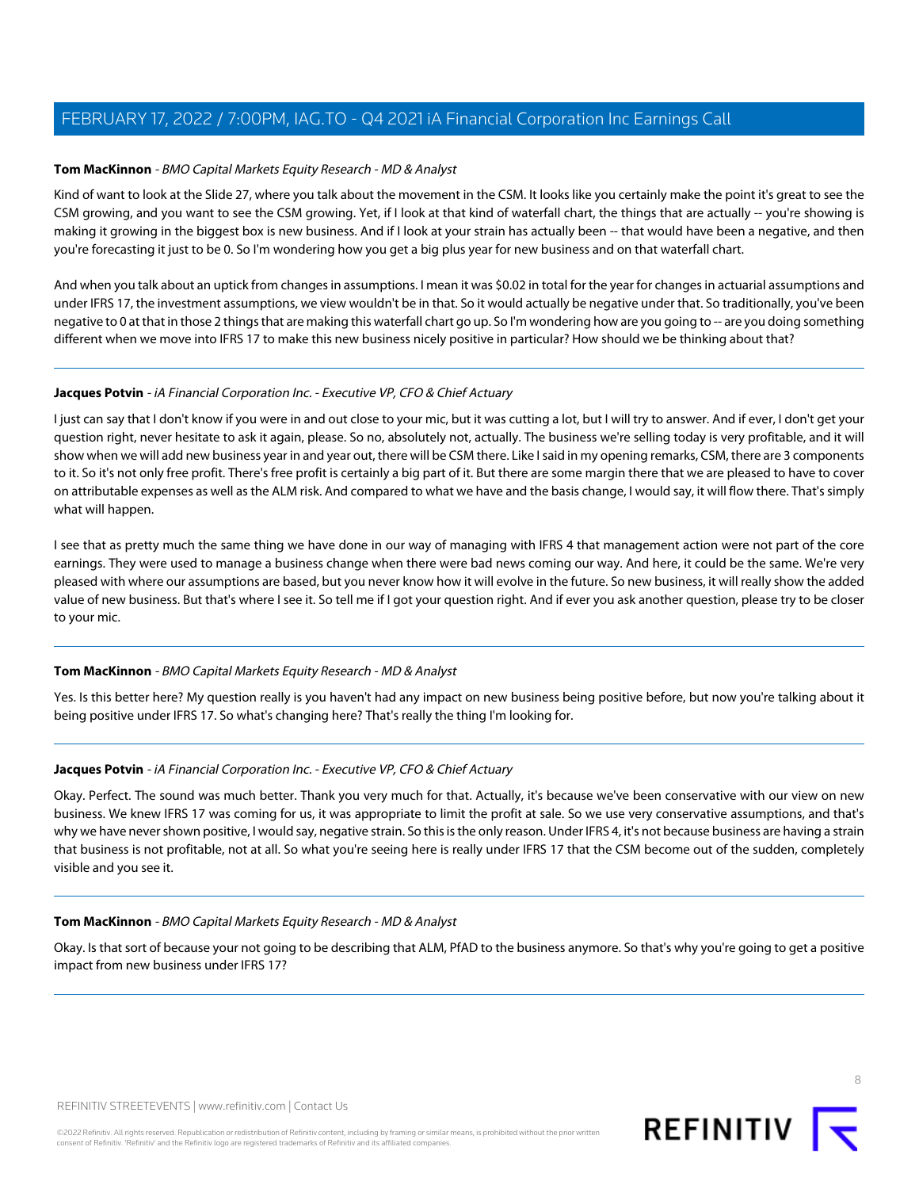**Tom MacKinnon** - *BMO Capital Markets Equity Research - MD & Analyst*

Kind of want to look at the Slide 27, where you talk about the movement in the CSM. It looks like you certainly make the point it's great to see the CSM growing, and you want to see the CSM growing. Yet, if I look at that kind of waterfall chart, the things that are actually -- you're showing is making it growing in the biggest box is new business. And if I look at your strain has actually been -- that would have been a negative, and then you're forecasting it just to be 0. So I'm wondering how you get a big plus year for new business and on that waterfall chart.

And when you talk about an uptick from changes in assumptions. I mean it was $0.02 in total for the year for changes in actuarial assumptions and under IFRS 17, the investment assumptions, we view wouldn't be in that. So it would actually be negative under that. So traditionally, you've been negative to 0 at that in those 2 things that are making this waterfall chart go up. So I'm wondering how are you going to -- are you doing something different when we move into IFRS 17 to make this new business nicely positive in particular? How should we be thinking about that?

---

**Jacques Potvin** - *iA Financial Corporation Inc. - Executive VP, CFO & Chief Actuary*

I just can say that I don't know if you were in and out close to your mic, but it was cutting a lot, but I will try to answer. And if ever, I don't get your question right, never hesitate to ask it again, please. So no, absolutely not, actually. The business we're selling today is very profitable, and it will show when we will add new business year in and year out, there will be CSM there. Like I said in my opening remarks, CSM, there are 3 components to it. So it's not only free profit. There's free profit is certainly a big part of it. But there are some margin there that we are pleased to have to cover on attributable expenses as well as the ALM risk. And compared to what we have and the basis change, I would say, it will flow there. That's simply what will happen.

I see that as pretty much the same thing we have done in our way of managing with IFRS 4 that management action were not part of the core earnings. They were used to manage a business change when there were bad news coming our way. And here, it could be the same. We're very pleased with where our assumptions are based, but you never know how it will evolve in the future. So new business, it will really show the added value of new business. But that's where I see it. So tell me if I got your question right. And if ever you ask another question, please try to be closer to your mic.

---

**Tom MacKinnon** - *BMO Capital Markets Equity Research - MD & Analyst*

Yes. Is this better here? My question really is you haven't had any impact on new business being positive before, but now you're talking about it being positive under IFRS 17. So what's changing here? That's really the thing I'm looking for.

---

**Jacques Potvin** - *iA Financial Corporation Inc. - Executive VP, CFO & Chief Actuary*

Okay. Perfect. The sound was much better. Thank you very much for that. Actually, it's because we've been conservative with our view on new business. We knew IFRS 17 was coming for us, it was appropriate to limit the profit at sale. So we use very conservative assumptions, and that's why we have never shown positive, I would say, negative strain. So this is the only reason. Under IFRS 4, it's not because business are having a strain that business is not profitable, not at all. So what you're seeing here is really under IFRS 17 that the CSM become out of the sudden, completely visible and you see it.

---

**Tom MacKinnon** - *BMO Capital Markets Equity Research - MD & Analyst*

Okay. Is that sort of because your not going to be describing that ALM, PfAD to the business anymore. So that's why you're going to get a positive impact from new business under IFRS 17?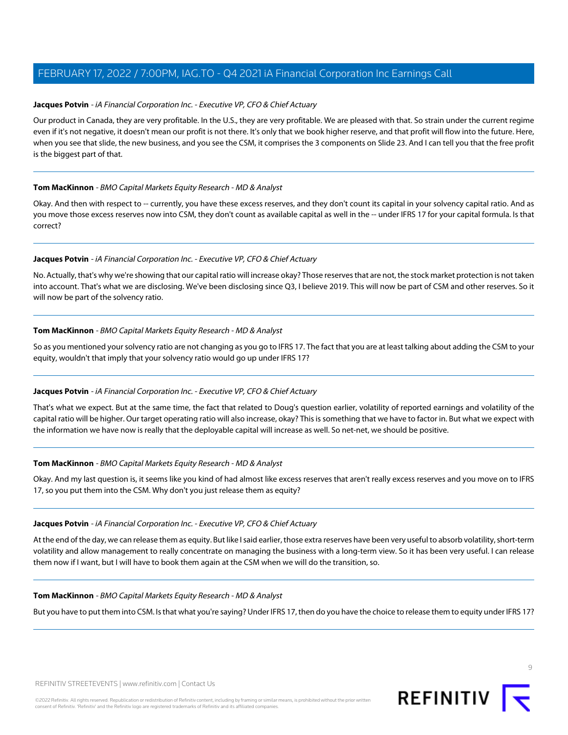**Jacques Potvin** - *iA Financial Corporation Inc. - Executive VP, CFO & Chief Actuary*

Our product in Canada, they are very profitable. In the U.S., they are very profitable. We are pleased with that. So strain under the current regime even if it's not negative, it doesn't mean our profit is not there. It's only that we book higher reserve, and that profit will flow into the future. Here, when you see that slide, the new business, and you see the CSM, it comprises the 3 components on Slide 23. And I can tell you that the free profit is the biggest part of that.

---

**Tom MacKinnon** - *BMO Capital Markets Equity Research - MD & Analyst*

Okay. And then with respect to -- currently, you have these excess reserves, and they don't count its capital in your solvency capital ratio. And as you move those excess reserves now into CSM, they don't count as available capital as well in the -- under IFRS 17 for your capital formula. Is that correct?

---

**Jacques Potvin** - *iA Financial Corporation Inc. - Executive VP, CFO & Chief Actuary*

No. Actually, that's why we're showing that our capital ratio will increase okay? Those reserves that are not, the stock market protection is not taken into account. That's what we are disclosing. We've been disclosing since Q3, I believe 2019. This will now be part of CSM and other reserves. So it will now be part of the solvency ratio.

---

**Tom MacKinnon** - *BMO Capital Markets Equity Research - MD & Analyst*

So as you mentioned your solvency ratio are not changing as you go to IFRS 17. The fact that you are at least talking about adding the CSM to your equity, wouldn't that imply that your solvency ratio would go up under IFRS 17?

---

**Jacques Potvin** - *iA Financial Corporation Inc. - Executive VP, CFO & Chief Actuary*

That's what we expect. But at the same time, the fact that related to Doug's question earlier, volatility of reported earnings and volatility of the capital ratio will be higher. Our target operating ratio will also increase, okay? This is something that we have to factor in. But what we expect with the information we have now is really that the deployable capital will increase as well. So net-net, we should be positive.

---

**Tom MacKinnon** - *BMO Capital Markets Equity Research - MD & Analyst*

Okay. And my last question is, it seems like you kind of had almost like excess reserves that aren't really excess reserves and you move on to IFRS 17, so you put them into the CSM. Why don't you just release them as equity?

---

**Jacques Potvin** - *iA Financial Corporation Inc. - Executive VP, CFO & Chief Actuary*

At the end of the day, we can release them as equity. But like I said earlier, those extra reserves have been very useful to absorb volatility, short-term volatility and allow management to really concentrate on managing the business with a long-term view. So it has been very useful. I can release them now if I want, but I will have to book them again at the CSM when we will do the transition, so.

---

**Tom MacKinnon** - *BMO Capital Markets Equity Research - MD & Analyst*

But you have to put them into CSM. Is that what you're saying? Under IFRS 17, then do you have the choice to release them to equity under IFRS 17?

---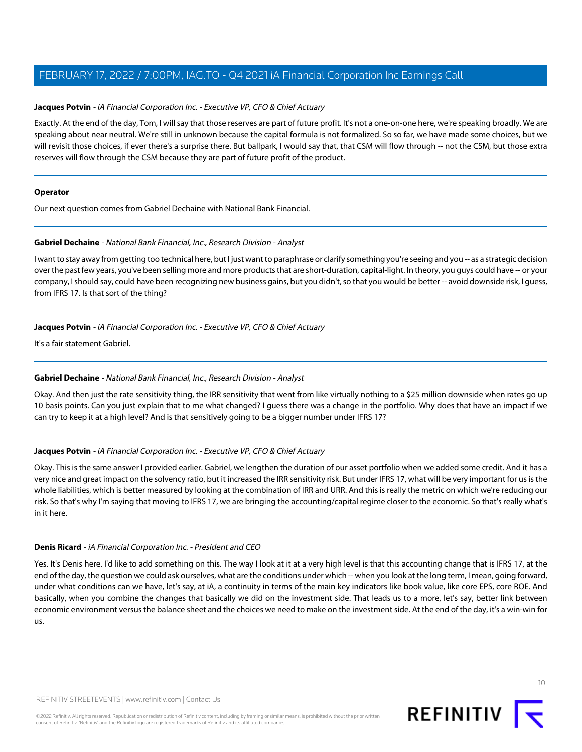**Jacques Potvin** - *iA Financial Corporation Inc. - Executive VP, CFO & Chief Actuary*

Exactly. At the end of the day, Tom, I will say that those reserves are part of future profit. It's not a one-on-one here, we're speaking broadly. We are speaking about near neutral. We're still in unknown because the capital formula is not formalized. So so far, we have made some choices, but we will revisit those choices, if ever there's a surprise there. But ballpark, I would say that, that CSM will flow through -- not the CSM, but those extra reserves will flow through the CSM because they are part of future profit of the product.

---

**Operator**

Our next question comes from Gabriel Dechaine with National Bank Financial.

---

**Gabriel Dechaine** - *National Bank Financial, Inc., Research Division - Analyst*

I want to stay away from getting too technical here, but I just want to paraphrase or clarify something you're seeing and you -- as a strategic decision over the past few years, you've been selling more and more products that are short-duration, capital-light. In theory, you guys could have -- or your company, I should say, could have been recognizing new business gains, but you didn't, so that you would be better -- avoid downside risk, I guess, from IFRS 17. Is that sort of the thing?

---

**Jacques Potvin** - *iA Financial Corporation Inc. - Executive VP, CFO & Chief Actuary*

It's a fair statement Gabriel.

---

**Gabriel Dechaine** - *National Bank Financial, Inc., Research Division - Analyst*

Okay. And then just the rate sensitivity thing, the IRR sensitivity that went from like virtually nothing to a $25 million downside when rates go up 10 basis points. Can you just explain that to me what changed? I guess there was a change in the portfolio. Why does that have an impact if we can try to keep it at a high level? And is that sensitively going to be a bigger number under IFRS 17?

---

**Jacques Potvin** - *iA Financial Corporation Inc. - Executive VP, CFO & Chief Actuary*

Okay. This is the same answer I provided earlier. Gabriel, we lengthen the duration of our asset portfolio when we added some credit. And it has a very nice and great impact on the solvency ratio, but it increased the IRR sensitivity risk. But under IFRS 17, what will be very important for us is the whole liabilities, which is better measured by looking at the combination of IRR and URR. And this is really the metric on which we're reducing our risk. So that's why I'm saying that moving to IFRS 17, we are bringing the accounting/capital regime closer to the economic. So that's really what's in it here.

---

**Denis Ricard** - *iA Financial Corporation Inc. - President and CEO*

Yes. It's Denis here. I'd like to add something on this. The way I look at it at a very high level is that this accounting change that is IFRS 17, at the end of the day, the question we could ask ourselves, what are the conditions under which -- when you look at the long term, I mean, going forward, under what conditions can we have, let's say, at iA, a continuity in terms of the main key indicators like book value, like core EPS, core ROE. And basically, when you combine the changes that basically we did on the investment side. That leads us to a more, let's say, better link between economic environment versus the balance sheet and the choices we need to make on the investment side. At the end of the day, it's a win-win for us.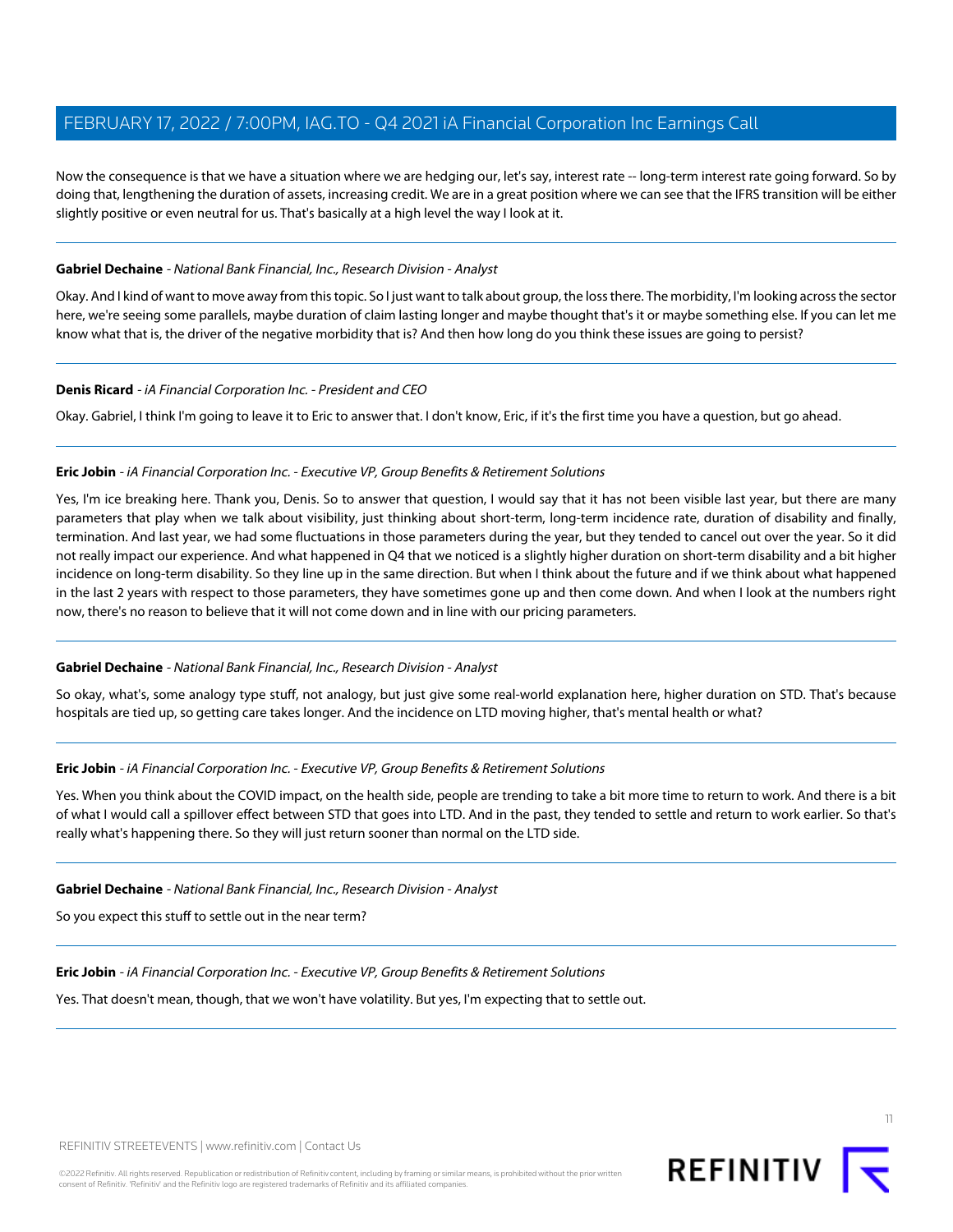Now the consequence is that we have a situation where we are hedging our, let's say, interest rate -- long-term interest rate going forward. So by doing that, lengthening the duration of assets, increasing credit. We are in a great position where we can see that the IFRS transition will be either slightly positive or even neutral for us. That's basically at a high level the way I look at it.

---

**Gabriel Dechaine** - *National Bank Financial, Inc., Research Division - Analyst*

Okay. And I kind of want to move away from this topic. So I just want to talk about group, the loss there. The morbidity, I'm looking across the sector here, we're seeing some parallels, maybe duration of claim lasting longer and maybe thought that's it or maybe something else. If you can let me know what that is, the driver of the negative morbidity that is? And then how long do you think these issues are going to persist?

---

**Denis Ricard** - *iA Financial Corporation Inc. - President and CEO*

Okay. Gabriel, I think I'm going to leave it to Eric to answer that. I don't know, Eric, if it's the first time you have a question, but go ahead.

---

**Eric Jobin** - *iA Financial Corporation Inc. - Executive VP, Group Benefits & Retirement Solutions*

Yes, I'm ice breaking here. Thank you, Denis. So to answer that question, I would say that it has not been visible last year, but there are many parameters that play when we talk about visibility, just thinking about short-term, long-term incidence rate, duration of disability and finally, termination. And last year, we had some fluctuations in those parameters during the year, but they tended to cancel out over the year. So it did not really impact our experience. And what happened in Q4 that we noticed is a slightly higher duration on short-term disability and a bit higher incidence on long-term disability. So they line up in the same direction. But when I think about the future and if we think about what happened in the last 2 years with respect to those parameters, they have sometimes gone up and then come down. And when I look at the numbers right now, there's no reason to believe that it will not come down and in line with our pricing parameters.

---

**Gabriel Dechaine** - *National Bank Financial, Inc., Research Division - Analyst*

So okay, what's, some analogy type stuff, not analogy, but just give some real-world explanation here, higher duration on STD. That's because hospitals are tied up, so getting care takes longer. And the incidence on LTD moving higher, that's mental health or what?

---

**Eric Jobin** - *iA Financial Corporation Inc. - Executive VP, Group Benefits & Retirement Solutions*

Yes. When you think about the COVID impact, on the health side, people are trending to take a bit more time to return to work. And there is a bit of what I would call a spillover effect between STD that goes into LTD. And in the past, they tended to settle and return to work earlier. So that's really what's happening there. So they will just return sooner than normal on the LTD side.

---

**Gabriel Dechaine** - *National Bank Financial, Inc., Research Division - Analyst*

So you expect this stuff to settle out in the near term?

---

**Eric Jobin** - *iA Financial Corporation Inc. - Executive VP, Group Benefits & Retirement Solutions*

Yes. That doesn't mean, though, that we won't have volatility. But yes, I'm expecting that to settle out.

---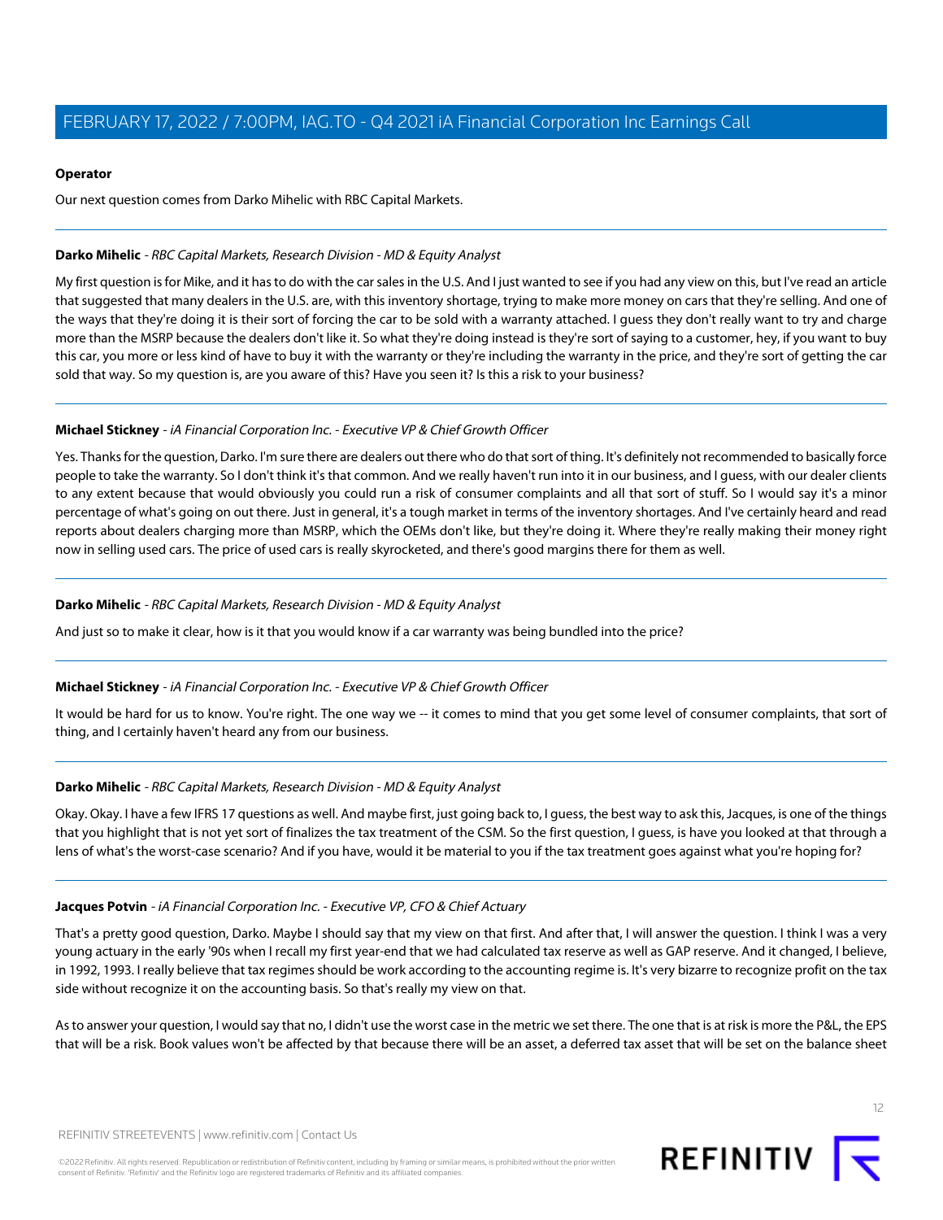**Operator**

Our next question comes from Darko Mihelic with RBC Capital Markets.

---

**Darko Mihelic** - *RBC Capital Markets, Research Division - MD & Equity Analyst*

My first question is for Mike, and it has to do with the car sales in the U.S. And I just wanted to see if you had any view on this, but I've read an article that suggested that many dealers in the U.S. are, with this inventory shortage, trying to make more money on cars that they're selling. And one of the ways that they're doing it is their sort of forcing the car to be sold with a warranty attached. I guess they don't really want to try and charge more than the MSRP because the dealers don't like it. So what they're doing instead is they're sort of saying to a customer, hey, if you want to buy this car, you more or less kind of have to buy it with the warranty or they're including the warranty in the price, and they're sort of getting the car sold that way. So my question is, are you aware of this? Have you seen it? Is this a risk to your business?

---

**Michael Stickney** - *iA Financial Corporation Inc. - Executive VP & Chief Growth Officer*

Yes. Thanks for the question, Darko. I'm sure there are dealers out there who do that sort of thing. It's definitely not recommended to basically force people to take the warranty. So I don't think it's that common. And we really haven't run into it in our business, and I guess, with our dealer clients to any extent because that would obviously you could run a risk of consumer complaints and all that sort of stuff. So I would say it's a minor percentage of what's going on out there. Just in general, it's a tough market in terms of the inventory shortages. And I've certainly heard and read reports about dealers charging more than MSRP, which the OEMs don't like, but they're doing it. Where they're really making their money right now in selling used cars. The price of used cars is really skyrocketed, and there's good margins there for them as well.

---

**Darko Mihelic** - *RBC Capital Markets, Research Division - MD & Equity Analyst*

And just so to make it clear, how is it that you would know if a car warranty was being bundled into the price?

---

**Michael Stickney** - *iA Financial Corporation Inc. - Executive VP & Chief Growth Officer*

It would be hard for us to know. You're right. The one way we -- it comes to mind that you get some level of consumer complaints, that sort of thing, and I certainly haven't heard any from our business.

---

**Darko Mihelic** - *RBC Capital Markets, Research Division - MD & Equity Analyst*

Okay. Okay. I have a few IFRS 17 questions as well. And maybe first, just going back to, I guess, the best way to ask this, Jacques, is one of the things that you highlight that is not yet sort of finalizes the tax treatment of the CSM. So the first question, I guess, is have you looked at that through a lens of what's the worst-case scenario? And if you have, would it be material to you if the tax treatment goes against what you're hoping for?

---

**Jacques Potvin** - *iA Financial Corporation Inc. - Executive VP, CFO & Chief Actuary*

That's a pretty good question, Darko. Maybe I should say that my view on that first. And after that, I will answer the question. I think I was a very young actuary in the early '90s when I recall my first year-end that we had calculated tax reserve as well as GAP reserve. And it changed, I believe, in 1992, 1993. I really believe that tax regimes should be work according to the accounting regime is. It's very bizarre to recognize profit on the tax side without recognize it on the accounting basis. So that's really my view on that.

As to answer your question, I would say that no, I didn't use the worst case in the metric we set there. The one that is at risk is more the P&L, the EPS that will be a risk. Book values won't be affected by that because there will be an asset, a deferred tax asset that will be set on the balance sheet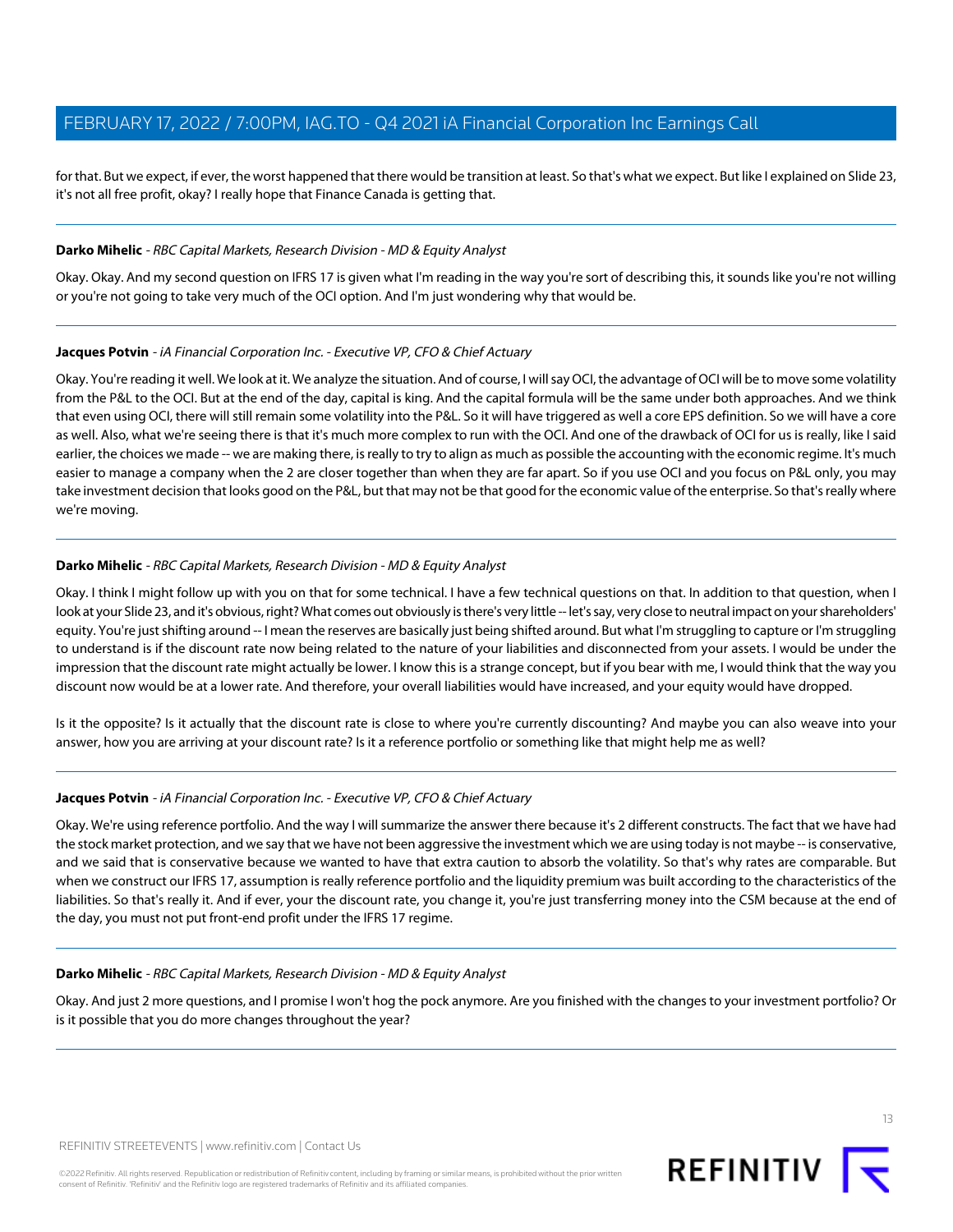for that. But we expect, if ever, the worst happened that there would be transition at least. So that's what we expect. But like I explained on Slide 23, it's not all free profit, okay? I really hope that Finance Canada is getting that.

**Darko Mihelic** - *RBC Capital Markets, Research Division - MD & Equity Analyst*

Okay. Okay. And my second question on IFRS 17 is given what I'm reading in the way you're sort of describing this, it sounds like you're not willing or you're not going to take very much of the OCI option. And I'm just wondering why that would be.

**Jacques Potvin** - *iA Financial Corporation Inc. - Executive VP, CFO & Chief Actuary*

Okay. You're reading it well. We look at it. We analyze the situation. And of course, I will say OCI, the advantage of OCI will be to move some volatility from the P&L to the OCI. But at the end of the day, capital is king. And the capital formula will be the same under both approaches. And we think that even using OCI, there will still remain some volatility into the P&L. So it will have triggered as well a core EPS definition. So we will have a core as well. Also, what we're seeing there is that it's much more complex to run with the OCI. And one of the drawback of OCI for us is really, like I said earlier, the choices we made -- we are making there, is really to try to align as much as possible the accounting with the economic regime. It's much easier to manage a company when the 2 are closer together than when they are far apart. So if you use OCI and you focus on P&L only, you may take investment decision that looks good on the P&L, but that may not be that good for the economic value of the enterprise. So that's really where we're moving.

**Darko Mihelic** - *RBC Capital Markets, Research Division - MD & Equity Analyst*

Okay. I think I might follow up with you on that for some technical. I have a few technical questions on that. In addition to that question, when I look at your Slide 23, and it's obvious, right? What comes out obviously is there's very little -- let's say, very close to neutral impact on your shareholders' equity. You're just shifting around -- I mean the reserves are basically just being shifted around. But what I'm struggling to capture or I'm struggling to understand is if the discount rate now being related to the nature of your liabilities and disconnected from your assets. I would be under the impression that the discount rate might actually be lower. I know this is a strange concept, but if you bear with me, I would think that the way you discount now would be at a lower rate. And therefore, your overall liabilities would have increased, and your equity would have dropped.

Is it the opposite? Is it actually that the discount rate is close to where you're currently discounting? And maybe you can also weave into your answer, how you are arriving at your discount rate? Is it a reference portfolio or something like that might help me as well?

**Jacques Potvin** - *iA Financial Corporation Inc. - Executive VP, CFO & Chief Actuary*

Okay. We're using reference portfolio. And the way I will summarize the answer there because it's 2 different constructs. The fact that we have had the stock market protection, and we say that we have not been aggressive the investment which we are using today is not maybe -- is conservative, and we said that is conservative because we wanted to have that extra caution to absorb the volatility. So that's why rates are comparable. But when we construct our IFRS 17, assumption is really reference portfolio and the liquidity premium was built according to the characteristics of the liabilities. So that's really it. And if ever, your the discount rate, you change it, you're just transferring money into the CSM because at the end of the day, you must not put front-end profit under the IFRS 17 regime.

**Darko Mihelic** - *RBC Capital Markets, Research Division - MD & Equity Analyst*

Okay. And just 2 more questions, and I promise I won't hog the pock anymore. Are you finished with the changes to your investment portfolio? Or is it possible that you do more changes throughout the year?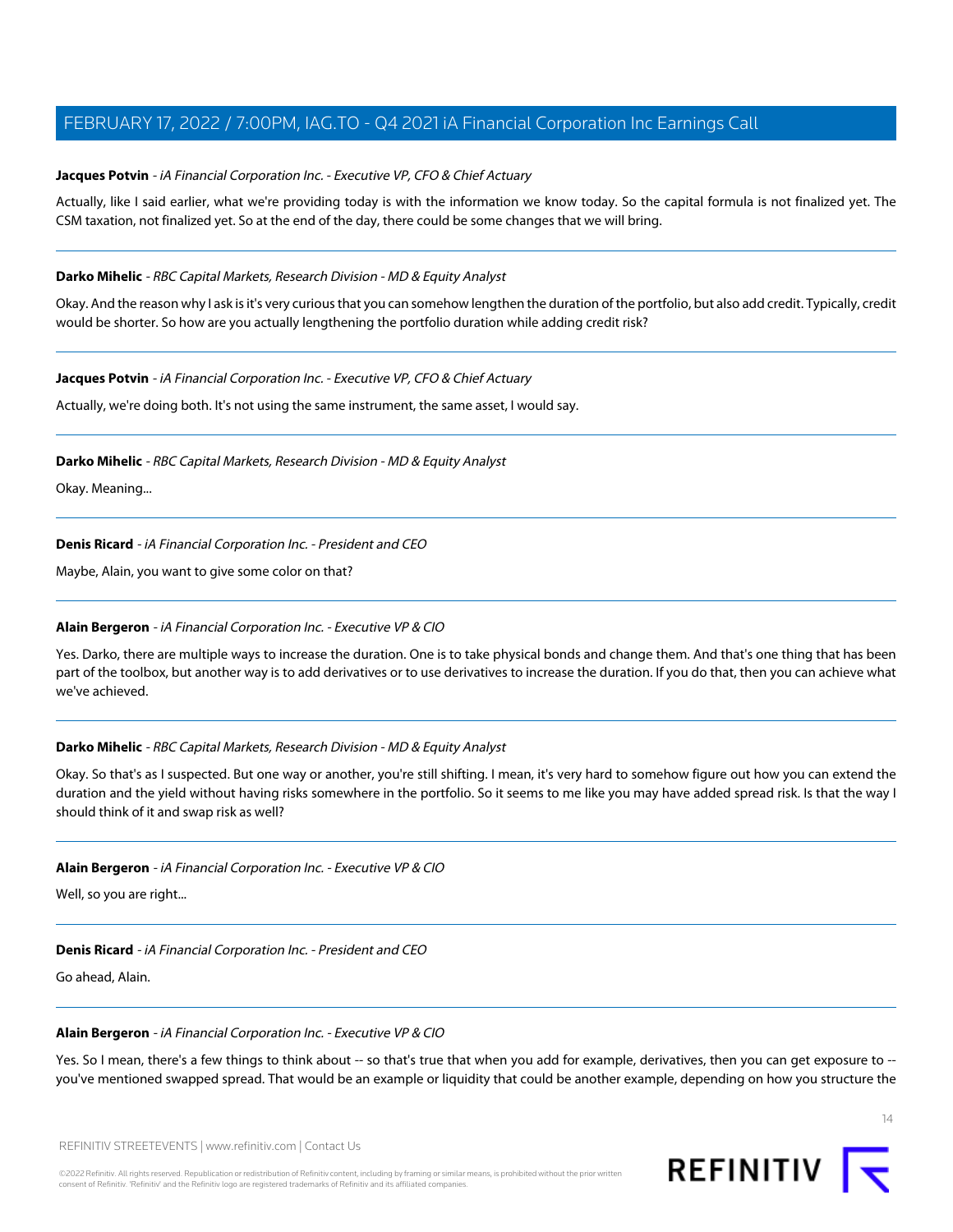**Jacques Potvin** - *iA Financial Corporation Inc. - Executive VP, CFO & Chief Actuary*

Actually, like I said earlier, what we're providing today is with the information we know today. So the capital formula is not finalized yet. The CSM taxation, not finalized yet. So at the end of the day, there could be some changes that we will bring.

---

**Darko Mihelic** - *RBC Capital Markets, Research Division - MD & Equity Analyst*

Okay. And the reason why I ask is it's very curious that you can somehow lengthen the duration of the portfolio, but also add credit. Typically, credit would be shorter. So how are you actually lengthening the portfolio duration while adding credit risk?

---

**Jacques Potvin** - *iA Financial Corporation Inc. - Executive VP, CFO & Chief Actuary*

Actually, we're doing both. It's not using the same instrument, the same asset, I would say.

---

**Darko Mihelic** - *RBC Capital Markets, Research Division - MD & Equity Analyst*

Okay. Meaning...

---

**Denis Ricard** - *iA Financial Corporation Inc. - President and CEO*

Maybe, Alain, you want to give some color on that?

---

**Alain Bergeron** - *iA Financial Corporation Inc. - Executive VP & CIO*

Yes. Darko, there are multiple ways to increase the duration. One is to take physical bonds and change them. And that's one thing that has been part of the toolbox, but another way is to add derivatives or to use derivatives to increase the duration. If you do that, then you can achieve what we've achieved.

---

**Darko Mihelic** - *RBC Capital Markets, Research Division - MD & Equity Analyst*

Okay. So that's as I suspected. But one way or another, you're still shifting. I mean, it's very hard to somehow figure out how you can extend the duration and the yield without having risks somewhere in the portfolio. So it seems to me like you may have added spread risk. Is that the way I should think of it and swap risk as well?

---

**Alain Bergeron** - *iA Financial Corporation Inc. - Executive VP & CIO*

Well, so you are right...

---

**Denis Ricard** - *iA Financial Corporation Inc. - President and CEO*

Go ahead, Alain.

---

**Alain Bergeron** - *iA Financial Corporation Inc. - Executive VP & CIO*

Yes. So I mean, there's a few things to think about -- so that's true that when you add for example, derivatives, then you can get exposure to -- you've mentioned swapped spread. That would be an example or liquidity that could be another example, depending on how you structure the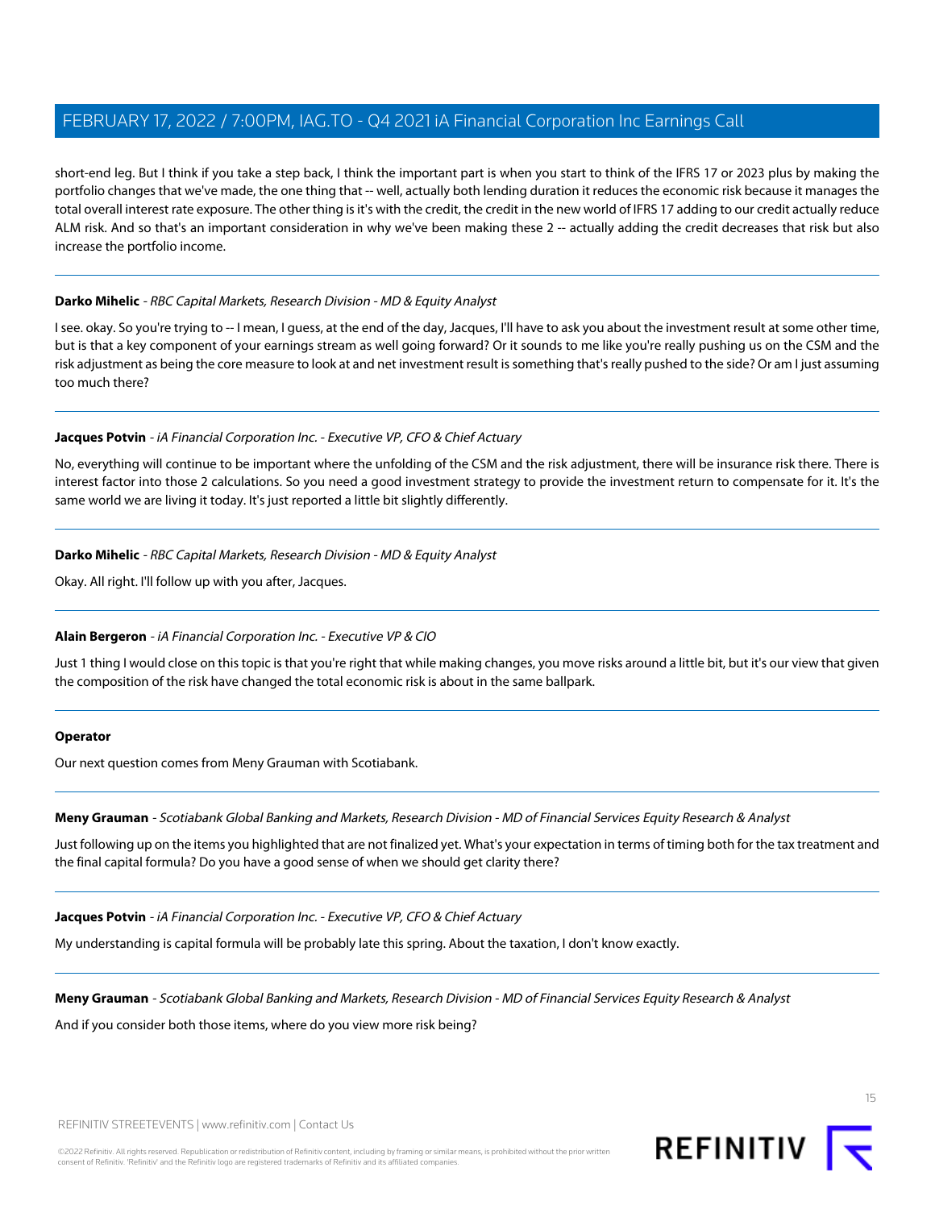short-end leg. But I think if you take a step back, I think the important part is when you start to think of the IFRS 17 or 2023 plus by making the portfolio changes that we've made, the one thing that -- well, actually both lending duration it reduces the economic risk because it manages the total overall interest rate exposure. The other thing is it's with the credit, the credit in the new world of IFRS 17 adding to our credit actually reduce ALM risk. And so that's an important consideration in why we've been making these 2 -- actually adding the credit decreases that risk but also increase the portfolio income.

---

**Darko Mihelic** - *RBC Capital Markets, Research Division - MD & Equity Analyst*

I see. okay. So you're trying to -- I mean, I guess, at the end of the day, Jacques, I'll have to ask you about the investment result at some other time, but is that a key component of your earnings stream as well going forward? Or it sounds to me like you're really pushing us on the CSM and the risk adjustment as being the core measure to look at and net investment result is something that's really pushed to the side? Or am I just assuming too much there?

---

**Jacques Potvin** - *iA Financial Corporation Inc. - Executive VP, CFO & Chief Actuary*

No, everything will continue to be important where the unfolding of the CSM and the risk adjustment, there will be insurance risk there. There is interest factor into those 2 calculations. So you need a good investment strategy to provide the investment return to compensate for it. It's the same world we are living it today. It's just reported a little bit slightly differently.

---

**Darko Mihelic** - *RBC Capital Markets, Research Division - MD & Equity Analyst*

Okay. All right. I'll follow up with you after, Jacques.

---

**Alain Bergeron** - *iA Financial Corporation Inc. - Executive VP & CIO*

Just 1 thing I would close on this topic is that you're right that while making changes, you move risks around a little bit, but it's our view that given the composition of the risk have changed the total economic risk is about in the same ballpark.

---

**Operator**

Our next question comes from Meny Grauman with Scotiabank.

---

**Meny Grauman** - *Scotiabank Global Banking and Markets, Research Division - MD of Financial Services Equity Research & Analyst*

Just following up on the items you highlighted that are not finalized yet. What's your expectation in terms of timing both for the tax treatment and the final capital formula? Do you have a good sense of when we should get clarity there?

---

**Jacques Potvin** - *iA Financial Corporation Inc. - Executive VP, CFO & Chief Actuary*

My understanding is capital formula will be probably late this spring. About the taxation, I don't know exactly.

---

**Meny Grauman** - *Scotiabank Global Banking and Markets, Research Division - MD of Financial Services Equity Research & Analyst*

And if you consider both those items, where do you view more risk being?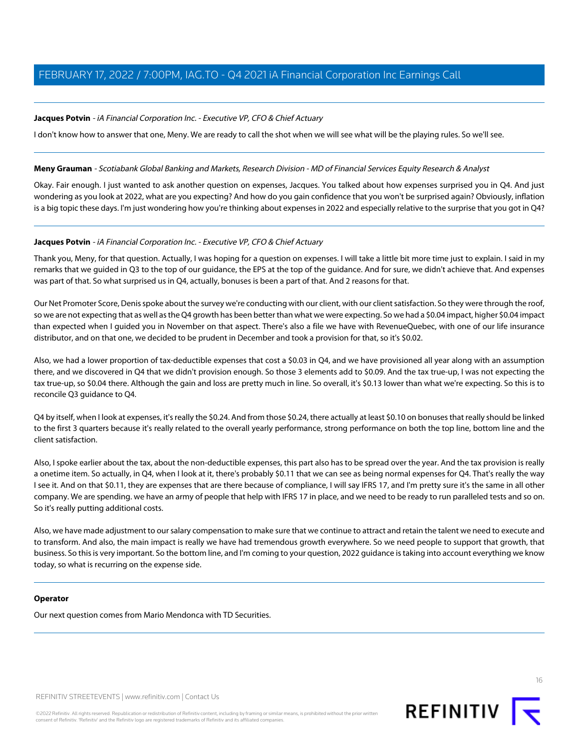**Jacques Potvin** - *iA Financial Corporation Inc. - Executive VP, CFO & Chief Actuary*

I don't know how to answer that one, Meny. We are ready to call the shot when we will see what will be the playing rules. So we'll see.

---

**Meny Grauman** - *Scotiabank Global Banking and Markets, Research Division - MD of Financial Services Equity Research & Analyst*

Okay. Fair enough. I just wanted to ask another question on expenses, Jacques. You talked about how expenses surprised you in Q4. And just wondering as you look at 2022, what are you expecting? And how do you gain confidence that you won't be surprised again? Obviously, inflation is a big topic these days. I'm just wondering how you're thinking about expenses in 2022 and especially relative to the surprise that you got in Q4?

---

**Jacques Potvin** - *iA Financial Corporation Inc. - Executive VP, CFO & Chief Actuary*

Thank you, Meny, for that question. Actually, I was hoping for a question on expenses. I will take a little bit more time just to explain. I said in my remarks that we guided in Q3 to the top of our guidance, the EPS at the top of the guidance. And for sure, we didn't achieve that. And expenses was part of that. So what surprised us in Q4, actually, bonuses is been a part of that. And 2 reasons for that.

Our Net Promoter Score, Denis spoke about the survey we're conducting with our client, with our client satisfaction. So they were through the roof, so we are not expecting that as well as the Q4 growth has been better than what we were expecting. So we had a $0.04 impact, higher $0.04 impact than expected when I guided you in November on that aspect. There's also a file we have with RevenueQuebec, with one of our life insurance distributor, and on that one, we decided to be prudent in December and took a provision for that, so it's $0.02.

Also, we had a lower proportion of tax-deductible expenses that cost a $0.03 in Q4, and we have provisioned all year along with an assumption there, and we discovered in Q4 that we didn't provision enough. So those 3 elements add to $0.09. And the tax true-up, I was not expecting the tax true-up, so $0.04 there. Although the gain and loss are pretty much in line. So overall, it's $0.13 lower than what we're expecting. So this is to reconcile Q3 guidance to Q4.

Q4 by itself, when I look at expenses, it's really the $0.24. And from those $0.24, there actually at least $0.10 on bonuses that really should be linked to the first 3 quarters because it's really related to the overall yearly performance, strong performance on both the top line, bottom line and the client satisfaction.

Also, I spoke earlier about the tax, about the non-deductible expenses, this part also has to be spread over the year. And the tax provision is really a onetime item. So actually, in Q4, when I look at it, there's probably $0.11 that we can see as being normal expenses for Q4. That's really the way I see it. And on that $0.11, they are expenses that are there because of compliance, I will say IFRS 17, and I'm pretty sure it's the same in all other company. We are spending. we have an army of people that help with IFRS 17 in place, and we need to be ready to run paralleled tests and so on. So it's really putting additional costs.

Also, we have made adjustment to our salary compensation to make sure that we continue to attract and retain the talent we need to execute and to transform. And also, the main impact is really we have had tremendous growth everywhere. So we need people to support that growth, that business. So this is very important. So the bottom line, and I'm coming to your question, 2022 guidance is taking into account everything we know today, so what is recurring on the expense side.

---

**Operator**

Our next question comes from Mario Mendonca with TD Securities.

---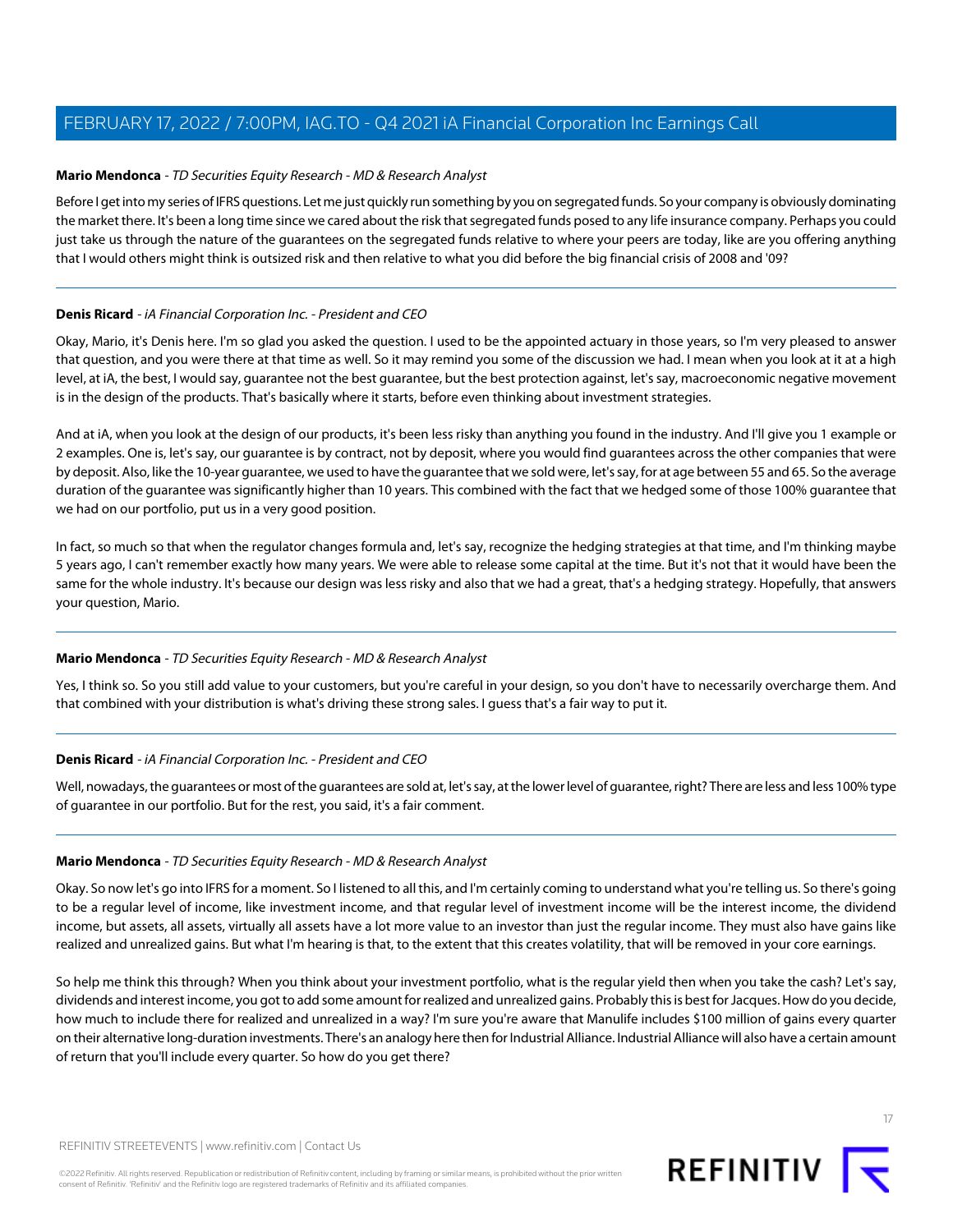**Mario Mendonca** - *TD Securities Equity Research - MD & Research Analyst*

Before I get into my series of IFRS questions. Let me just quickly run something by you on segregated funds. So your company is obviously dominating the market there. It's been a long time since we cared about the risk that segregated funds posed to any life insurance company. Perhaps you could just take us through the nature of the guarantees on the segregated funds relative to where your peers are today, like are you offering anything that I would others might think is outsized risk and then relative to what you did before the big financial crisis of 2008 and '09?

---

**Denis Ricard** - *iA Financial Corporation Inc. - President and CEO*

Okay, Mario, it's Denis here. I'm so glad you asked the question. I used to be the appointed actuary in those years, so I'm very pleased to answer that question, and you were there at that time as well. So it may remind you some of the discussion we had. I mean when you look at it at a high level, at iA, the best, I would say, guarantee not the best guarantee, but the best protection against, let's say, macroeconomic negative movement is in the design of the products. That's basically where it starts, before even thinking about investment strategies.

And at iA, when you look at the design of our products, it's been less risky than anything you found in the industry. And I'll give you 1 example or 2 examples. One is, let's say, our guarantee is by contract, not by deposit, where you would find guarantees across the other companies that were by deposit. Also, like the 10-year guarantee, we used to have the guarantee that we sold were, let's say, for at age between 55 and 65. So the average duration of the guarantee was significantly higher than 10 years. This combined with the fact that we hedged some of those 100% guarantee that we had on our portfolio, put us in a very good position.

In fact, so much so that when the regulator changes formula and, let's say, recognize the hedging strategies at that time, and I'm thinking maybe 5 years ago, I can't remember exactly how many years. We were able to release some capital at the time. But it's not that it would have been the same for the whole industry. It's because our design was less risky and also that we had a great, that's a hedging strategy. Hopefully, that answers your question, Mario.

---

**Mario Mendonca** - *TD Securities Equity Research - MD & Research Analyst*

Yes, I think so. So you still add value to your customers, but you're careful in your design, so you don't have to necessarily overcharge them. And that combined with your distribution is what's driving these strong sales. I guess that's a fair way to put it.

---

**Denis Ricard** - *iA Financial Corporation Inc. - President and CEO*

Well, nowadays, the guarantees or most of the guarantees are sold at, let's say, at the lower level of guarantee, right? There are less and less 100% type of guarantee in our portfolio. But for the rest, you said, it's a fair comment.

---

**Mario Mendonca** - *TD Securities Equity Research - MD & Research Analyst*

Okay. So now let's go into IFRS for a moment. So I listened to all this, and I'm certainly coming to understand what you're telling us. So there's going to be a regular level of income, like investment income, and that regular level of investment income will be the interest income, the dividend income, but assets, all assets, virtually all assets have a lot more value to an investor than just the regular income. They must also have gains like realized and unrealized gains. But what I'm hearing is that, to the extent that this creates volatility, that will be removed in your core earnings.

So help me think this through? When you think about your investment portfolio, what is the regular yield then when you take the cash? Let's say, dividends and interest income, you got to add some amount for realized and unrealized gains. Probably this is best for Jacques. How do you decide, how much to include there for realized and unrealized in a way? I'm sure you're aware that Manulife includes $100 million of gains every quarter on their alternative long-duration investments. There's an analogy here then for Industrial Alliance. Industrial Alliance will also have a certain amount of return that you'll include every quarter. So how do you get there?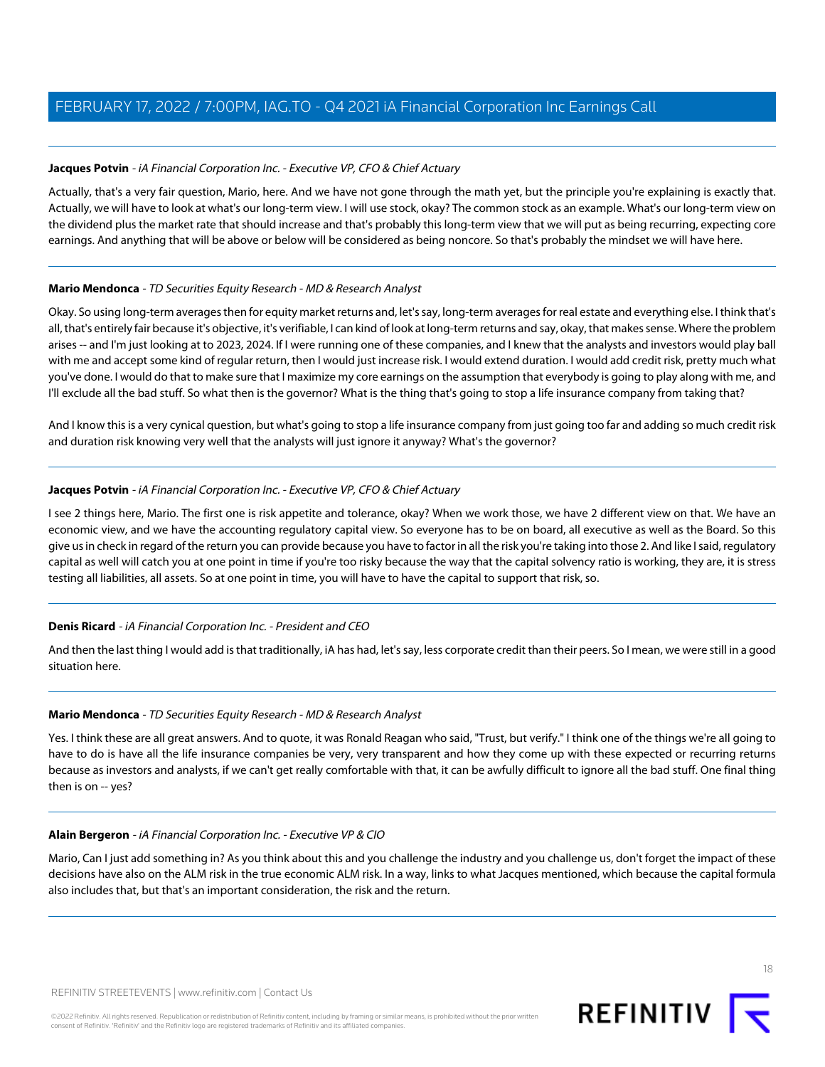**Jacques Potvin** - *iA Financial Corporation Inc. - Executive VP, CFO & Chief Actuary*

Actually, that's a very fair question, Mario, here. And we have not gone through the math yet, but the principle you're explaining is exactly that. Actually, we will have to look at what's our long-term view. I will use stock, okay? The common stock as an example. What's our long-term view on the dividend plus the market rate that should increase and that's probably this long-term view that we will put as being recurring, expecting core earnings. And anything that will be above or below will be considered as being noncore. So that's probably the mindset we will have here.

---

**Mario Mendonca** - *TD Securities Equity Research - MD & Research Analyst*

Okay. So using long-term averages then for equity market returns and, let's say, long-term averages for real estate and everything else. I think that's all, that's entirely fair because it's objective, it's verifiable, I can kind of look at long-term returns and say, okay, that makes sense. Where the problem arises -- and I'm just looking at to 2023, 2024. If I were running one of these companies, and I knew that the analysts and investors would play ball with me and accept some kind of regular return, then I would just increase risk. I would extend duration. I would add credit risk, pretty much what you've done. I would do that to make sure that I maximize my core earnings on the assumption that everybody is going to play along with me, and I'll exclude all the bad stuff. So what then is the governor? What is the thing that's going to stop a life insurance company from taking that?

And I know this is a very cynical question, but what's going to stop a life insurance company from just going too far and adding so much credit risk and duration risk knowing very well that the analysts will just ignore it anyway? What's the governor?

---

**Jacques Potvin** - *iA Financial Corporation Inc. - Executive VP, CFO & Chief Actuary*

I see 2 things here, Mario. The first one is risk appetite and tolerance, okay? When we work those, we have 2 different view on that. We have an economic view, and we have the accounting regulatory capital view. So everyone has to be on board, all executive as well as the Board. So this give us in check in regard of the return you can provide because you have to factor in all the risk you're taking into those 2. And like I said, regulatory capital as well will catch you at one point in time if you're too risky because the way that the capital solvency ratio is working, they are, it is stress testing all liabilities, all assets. So at one point in time, you will have to have the capital to support that risk, so.

---

**Denis Ricard** - *iA Financial Corporation Inc. - President and CEO*

And then the last thing I would add is that traditionally, iA has had, let's say, less corporate credit than their peers. So I mean, we were still in a good situation here.

---

**Mario Mendonca** - *TD Securities Equity Research - MD & Research Analyst*

Yes. I think these are all great answers. And to quote, it was Ronald Reagan who said, "Trust, but verify." I think one of the things we're all going to have to do is have all the life insurance companies be very, very transparent and how they come up with these expected or recurring returns because as investors and analysts, if we can't get really comfortable with that, it can be awfully difficult to ignore all the bad stuff. One final thing then is on -- yes?

---

**Alain Bergeron** - *iA Financial Corporation Inc. - Executive VP & CIO*

Mario, Can I just add something in? As you think about this and you challenge the industry and you challenge us, don't forget the impact of these decisions have also on the ALM risk in the true economic ALM risk. In a way, links to what Jacques mentioned, which because the capital formula also includes that, but that's an important consideration, the risk and the return.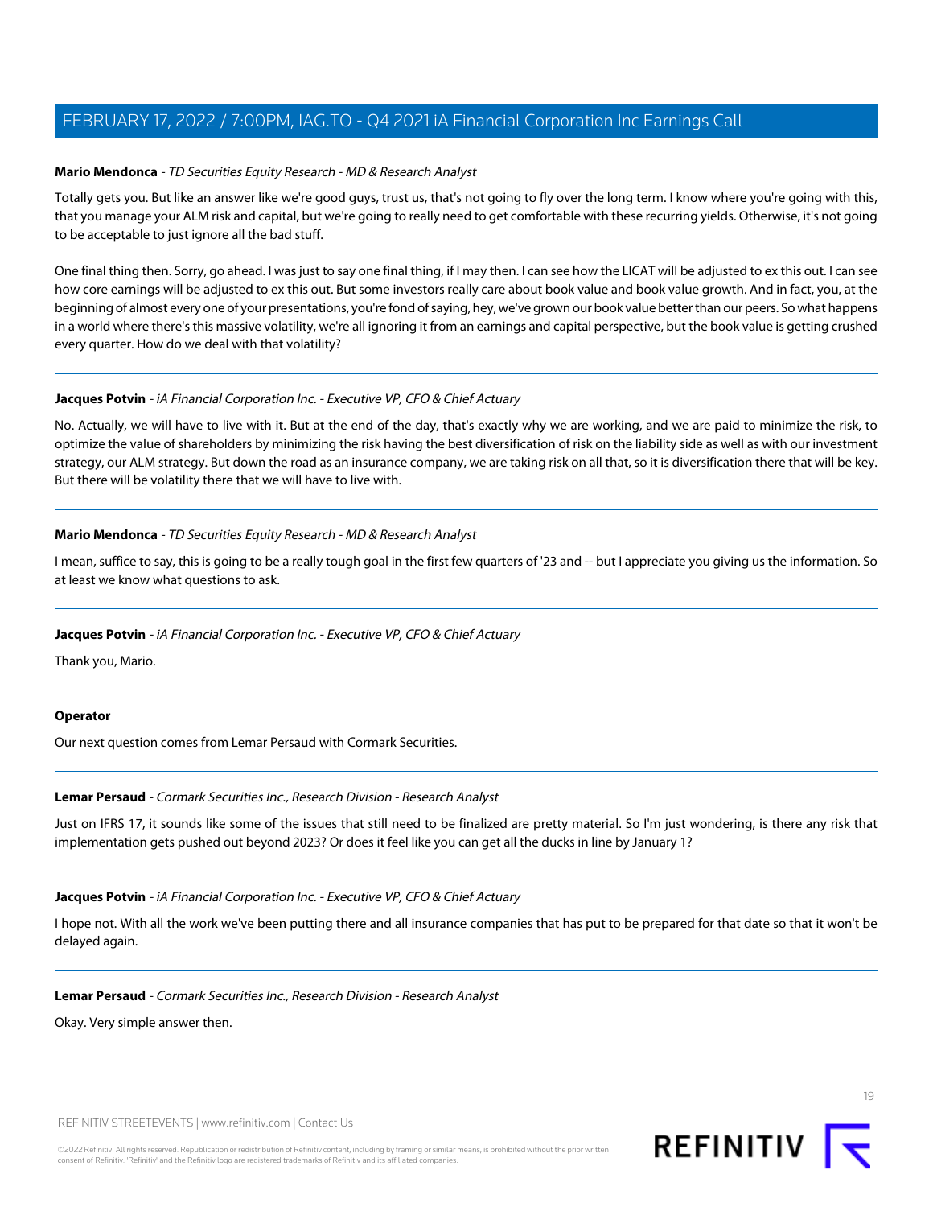**Mario Mendonca** - *TD Securities Equity Research - MD & Research Analyst*

Totally gets you. But like an answer like we're good guys, trust us, that's not going to fly over the long term. I know where you're going with this, that you manage your ALM risk and capital, but we're going to really need to get comfortable with these recurring yields. Otherwise, it's not going to be acceptable to just ignore all the bad stuff.

One final thing then. Sorry, go ahead. I was just to say one final thing, if I may then. I can see how the LICAT will be adjusted to ex this out. I can see how core earnings will be adjusted to ex this out. But some investors really care about book value and book value growth. And in fact, you, at the beginning of almost every one of your presentations, you're fond of saying, hey, we've grown our book value better than our peers. So what happens in a world where there's this massive volatility, we're all ignoring it from an earnings and capital perspective, but the book value is getting crushed every quarter. How do we deal with that volatility?

---

**Jacques Potvin** - *iA Financial Corporation Inc. - Executive VP, CFO & Chief Actuary*

No. Actually, we will have to live with it. But at the end of the day, that's exactly why we are working, and we are paid to minimize the risk, to optimize the value of shareholders by minimizing the risk having the best diversification of risk on the liability side as well as with our investment strategy, our ALM strategy. But down the road as an insurance company, we are taking risk on all that, so it is diversification there that will be key. But there will be volatility there that we will have to live with.

---

**Mario Mendonca** - *TD Securities Equity Research - MD & Research Analyst*

I mean, suffice to say, this is going to be a really tough goal in the first few quarters of '23 and -- but I appreciate you giving us the information. So at least we know what questions to ask.

---

**Jacques Potvin** - *iA Financial Corporation Inc. - Executive VP, CFO & Chief Actuary*

Thank you, Mario.

---

**Operator**

Our next question comes from Lemar Persaud with Cormark Securities.

---

**Lemar Persaud** - *Cormark Securities Inc., Research Division - Research Analyst*

Just on IFRS 17, it sounds like some of the issues that still need to be finalized are pretty material. So I'm just wondering, is there any risk that implementation gets pushed out beyond 2023? Or does it feel like you can get all the ducks in line by January 1?

---

**Jacques Potvin** - *iA Financial Corporation Inc. - Executive VP, CFO & Chief Actuary*

I hope not. With all the work we've been putting there and all insurance companies that has put to be prepared for that date so that it won't be delayed again.

---

**Lemar Persaud** - *Cormark Securities Inc., Research Division - Research Analyst*

Okay. Very simple answer then.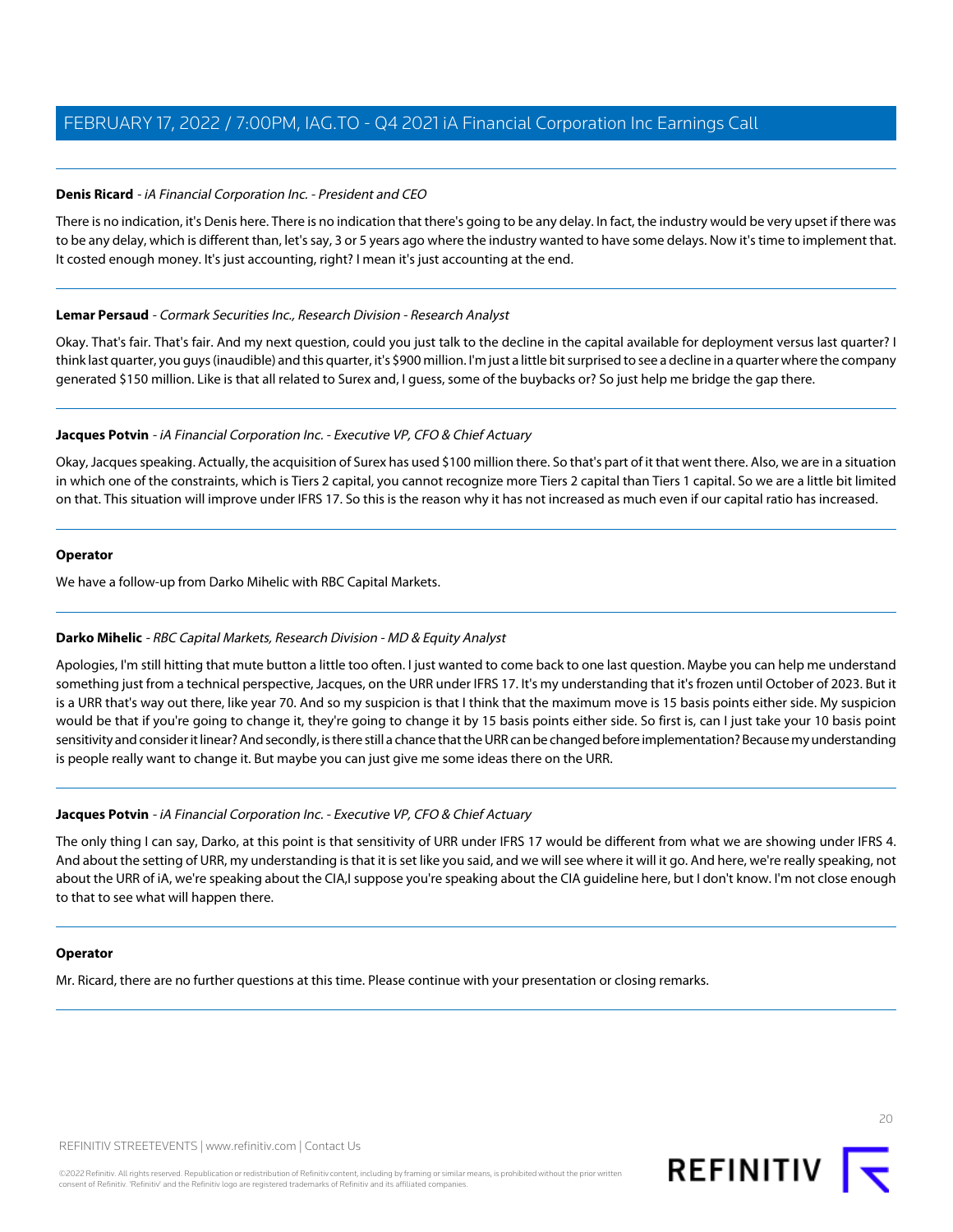**Denis Ricard** - *iA Financial Corporation Inc. - President and CEO*

There is no indication, it's Denis here. There is no indication that there's going to be any delay. In fact, the industry would be very upset if there was to be any delay, which is different than, let's say, 3 or 5 years ago where the industry wanted to have some delays. Now it's time to implement that. It costed enough money. It's just accounting, right? I mean it's just accounting at the end.

---

**Lemar Persaud** - *Cormark Securities Inc., Research Division - Research Analyst*

Okay. That's fair. That's fair. And my next question, could you just talk to the decline in the capital available for deployment versus last quarter? I think last quarter, you guys (inaudible) and this quarter, it's $900 million. I'm just a little bit surprised to see a decline in a quarter where the company generated $150 million. Like is that all related to Surex and, I guess, some of the buybacks or? So just help me bridge the gap there.

---

**Jacques Potvin** - *iA Financial Corporation Inc. - Executive VP, CFO & Chief Actuary*

Okay, Jacques speaking. Actually, the acquisition of Surex has used $100 million there. So that's part of it that went there. Also, we are in a situation in which one of the constraints, which is Tiers 2 capital, you cannot recognize more Tiers 2 capital than Tiers 1 capital. So we are a little bit limited on that. This situation will improve under IFRS 17. So this is the reason why it has not increased as much even if our capital ratio has increased.

---

**Operator**

We have a follow-up from Darko Mihelic with RBC Capital Markets.

---

**Darko Mihelic** - *RBC Capital Markets, Research Division - MD & Equity Analyst*

Apologies, I'm still hitting that mute button a little too often. I just wanted to come back to one last question. Maybe you can help me understand something just from a technical perspective, Jacques, on the URR under IFRS 17. It's my understanding that it's frozen until October of 2023. But it is a URR that's way out there, like year 70. And so my suspicion is that I think that the maximum move is 15 basis points either side. My suspicion would be that if you're going to change it, they're going to change it by 15 basis points either side. So first is, can I just take your 10 basis point sensitivity and consider it linear? And secondly, is there still a chance that the URR can be changed before implementation? Because my understanding is people really want to change it. But maybe you can just give me some ideas there on the URR.

---

**Jacques Potvin** - *iA Financial Corporation Inc. - Executive VP, CFO & Chief Actuary*

The only thing I can say, Darko, at this point is that sensitivity of URR under IFRS 17 would be different from what we are showing under IFRS 4. And about the setting of URR, my understanding is that it is set like you said, and we will see where it will it go. And here, we're really speaking, not about the URR of iA, we're speaking about the CIA,I suppose you're speaking about the CIA guideline here, but I don't know. I'm not close enough to that to see what will happen there.

---

**Operator**

Mr. Ricard, there are no further questions at this time. Please continue with your presentation or closing remarks.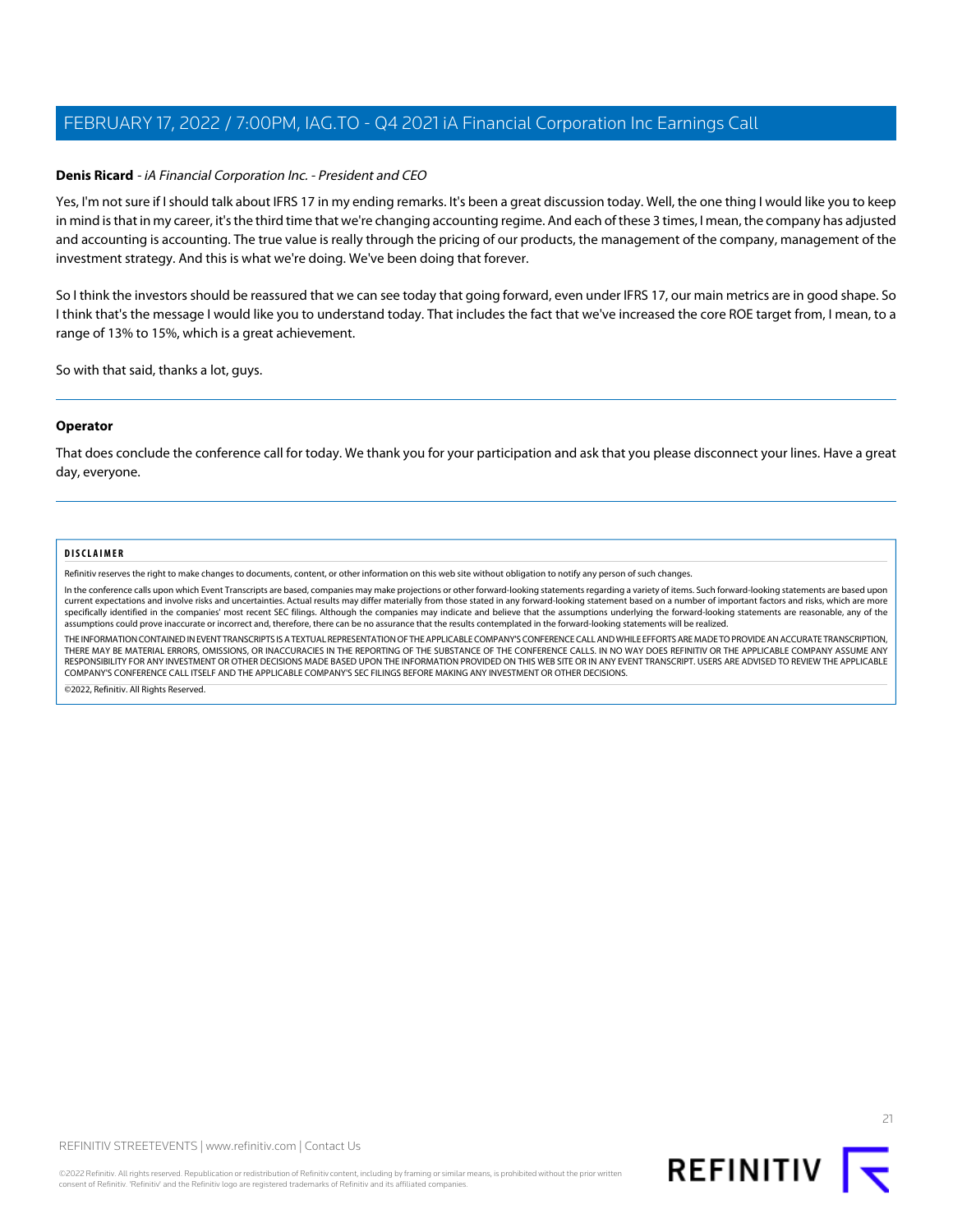**Denis Ricard** *- iA Financial Corporation Inc. - President and CEO*

Yes, I'm not sure if I should talk about IFRS 17 in my ending remarks. It's been a great discussion today. Well, the one thing I would like you to keep in mind is that in my career, it's the third time that we're changing accounting regime. And each of these 3 times, I mean, the company has adjusted and accounting is accounting. The true value is really through the pricing of our products, the management of the company, management of the investment strategy. And this is what we're doing. We've been doing that forever.

So I think the investors should be reassured that we can see today that going forward, even under IFRS 17, our main metrics are in good shape. So I think that's the message I would like you to understand today. That includes the fact that we've increased the core ROE target from, I mean, to a range of 13% to 15%, which is a great achievement.

So with that said, thanks a lot, guys.

---

**Operator**

That does conclude the conference call for today. We thank you for your participation and ask that you please disconnect your lines. Have a great day, everyone.

---

**DISCLAIMER**

Refinitiv reserves the right to make changes to documents, content, or other information on this web site without obligation to notify any person of such changes.

In the conference calls upon which Event Transcripts are based, companies may make projections or other forward-looking statements regarding a variety of items. Such forward-looking statements are based upon current expectations and involve risks and uncertainties. Actual results may differ materially from those stated in any forward-looking statement based on a number of important factors and risks, which are more specifically identified in the companies' most recent SEC filings. Although the companies may indicate and believe that the assumptions underlying the forward-looking statements are reasonable, any of the assumptions could prove inaccurate or incorrect and, therefore, there can be no assurance that the results contemplated in the forward-looking statements will be realized.

THE INFORMATION CONTAINED IN EVENT TRANSCRIPTS IS A TEXTUAL REPRESENTATION OF THE APPLICABLE COMPANY'S CONFERENCE CALL AND WHILE EFFORTS ARE MADE TO PROVIDE AN ACCURATE TRANSCRIPTION, THERE MAY BE MATERIAL ERRORS, OMISSIONS, OR INACCURACIES IN THE REPORTING OF THE SUBSTANCE OF THE CONFERENCE CALLS. IN NO WAY DOES REFINITIV OR THE APPLICABLE COMPANY ASSUME ANY RESPONSIBILITY FOR ANY INVESTMENT OR OTHER DECISIONS MADE BASED UPON THE INFORMATION PROVIDED ON THIS WEB SITE OR IN ANY EVENT TRANSCRIPT. USERS ARE ADVISED TO REVIEW THE APPLICABLE COMPANY'S CONFERENCE CALL ITSELF AND THE APPLICABLE COMPANY'S SEC FILINGS BEFORE MAKING ANY INVESTMENT OR OTHER DECISIONS.

©2022, Refinitiv. All Rights Reserved.